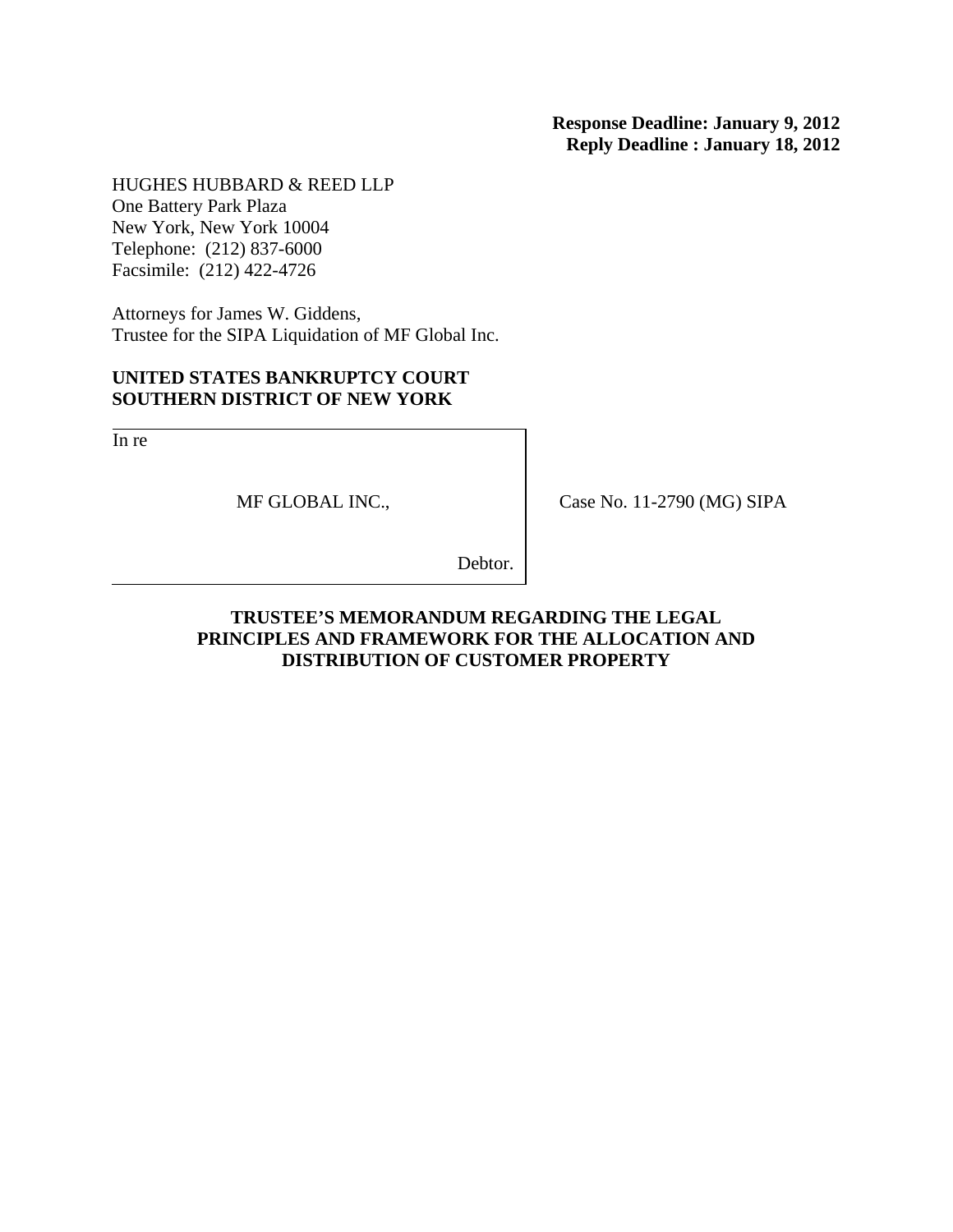**Response Deadline: January 9, 2012**
**Reply Deadline : January 18, 2012**

HUGHES HUBBARD & REED LLP
One Battery Park Plaza
New York, New York 10004
Telephone: (212) 837-6000
Facsimile: (212) 422-4726

Attorneys for James W. Giddens,
Trustee for the SIPA Liquidation of MF Global Inc.

**UNITED STATES BANKRUPTCY COURT**
**SOUTHERN DISTRICT OF NEW YORK**

| | |
|---|---|
| In re<br><br>MF GLOBAL INC.,<br><br>Debtor. | Case No. 11-2790 (MG) SIPA |

**TRUSTEE'S MEMORANDUM REGARDING THE LEGAL PRINCIPLES AND FRAMEWORK FOR THE ALLOCATION AND DISTRIBUTION OF CUSTOMER PROPERTY**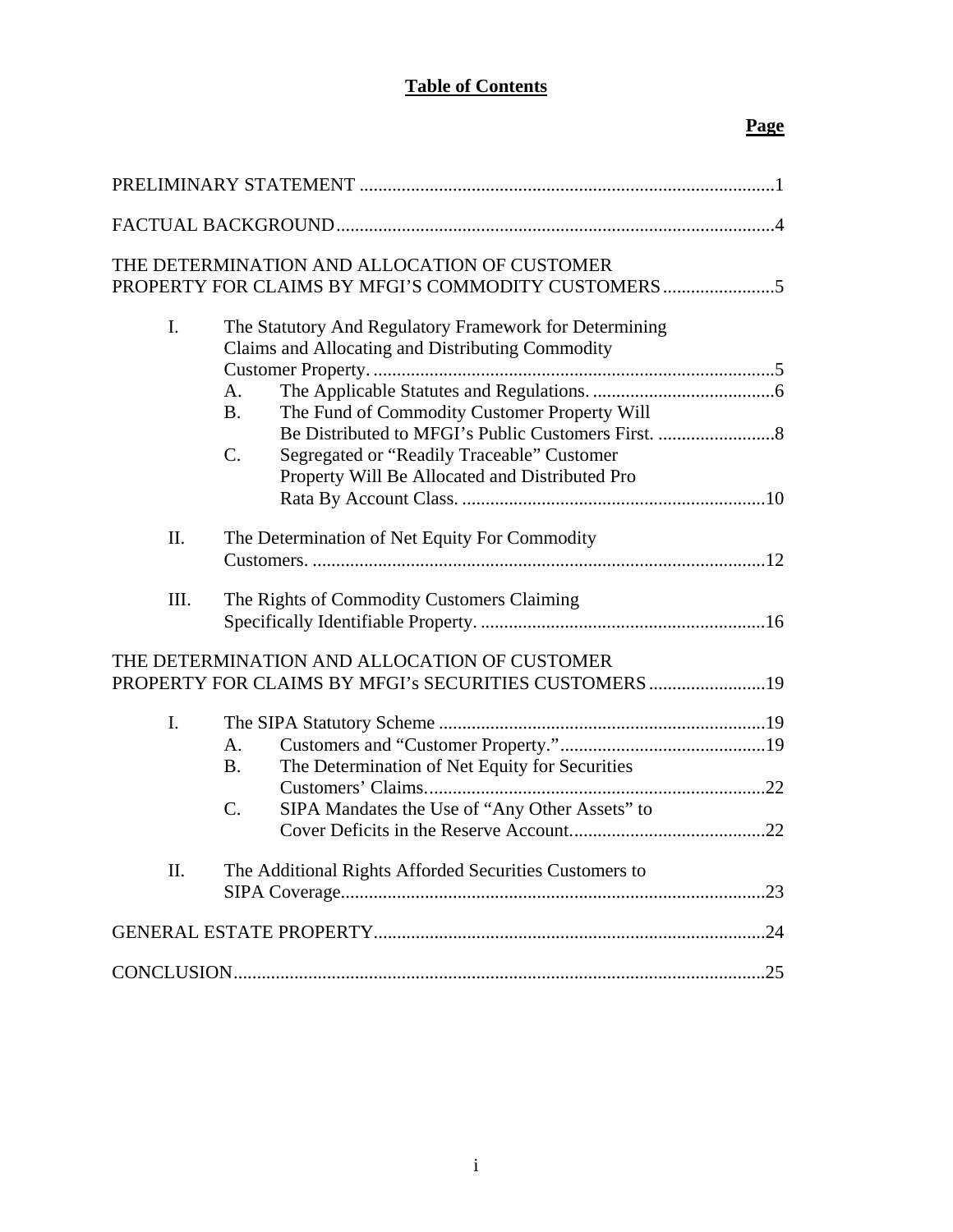# Table of Contents

**Page**

PRELIMINARY STATEMENT ........................................................................................1

FACTUAL BACKGROUND..............................................................................................4

THE DETERMINATION AND ALLOCATION OF CUSTOMER PROPERTY FOR CLAIMS BY MFGI'S COMMODITY CUSTOMERS........................5

- I. The Statutory And Regulatory Framework for Determining Claims and Allocating and Distributing Commodity Customer Property. .....................................................................................5
  - A. The Applicable Statutes and Regulations. .......................................6
  - B. The Fund of Commodity Customer Property Will Be Distributed to MFGI's Public Customers First. .........................8
  - C. Segregated or "Readily Traceable" Customer Property Will Be Allocated and Distributed Pro Rata By Account Class. .................................................................10
- II. The Determination of Net Equity For Commodity Customers. .................................................................................................12
- III. The Rights of Commodity Customers Claiming Specifically Identifiable Property. .............................................................16

THE DETERMINATION AND ALLOCATION OF CUSTOMER PROPERTY FOR CLAIMS BY MFGI's SECURITIES CUSTOMERS.........................19

- I. The SIPA Statutory Scheme ......................................................................19
  - A. Customers and "Customer Property."............................................19
  - B. The Determination of Net Equity for Securities Customers' Claims.........................................................................22
  - C. SIPA Mandates the Use of "Any Other Assets" to Cover Deficits in the Reserve Account..........................................22
- II. The Additional Rights Afforded Securities Customers to SIPA Coverage...........................................................................................23

GENERAL ESTATE PROPERTY....................................................................................24

CONCLUSION..................................................................................................................25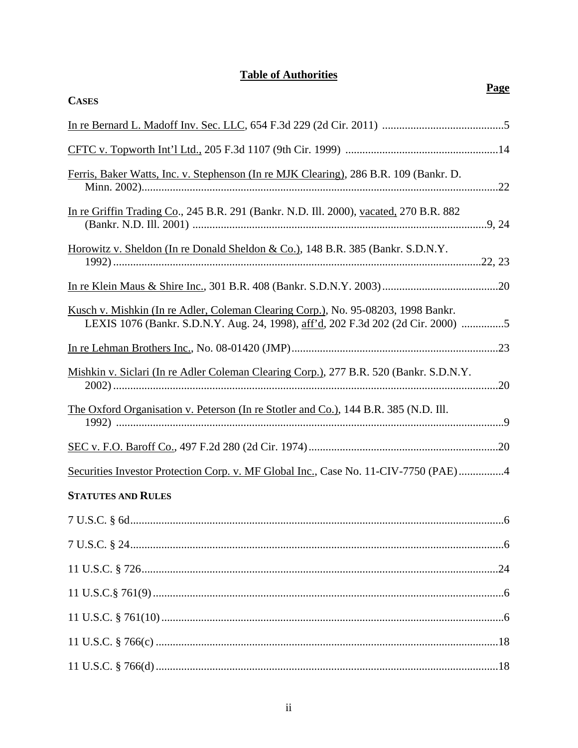# Table of Authorities

**Page**

**CASES**

In re Bernard L. Madoff Inv. Sec. LLC, 654 F.3d 229 (2d Cir. 2011) ..........................................5

CFTC v. Topworth Int'l Ltd., 205 F.3d 1107 (9th Cir. 1999) ......................................................14

Ferris, Baker Watts, Inc. v. Stephenson (In re MJK Clearing), 286 B.R. 109 (Bankr. D. Minn. 2002)..........................................................................................................................22

In re Griffin Trading Co., 245 B.R. 291 (Bankr. N.D. Ill. 2000), vacated, 270 B.R. 882 (Bankr. N.D. Ill. 2001) ......................................................................................................9, 24

Horowitz v. Sheldon (In re Donald Sheldon & Co.), 148 B.R. 385 (Bankr. S.D.N.Y. 1992) ...............................................................................................................................22, 23

In re Klein Maus & Shire Inc., 301 B.R. 408 (Bankr. S.D.N.Y. 2003)..........................................20

Kusch v. Mishkin (In re Adler, Coleman Clearing Corp.), No. 95-08203, 1998 Bankr. LEXIS 1076 (Bankr. S.D.N.Y. Aug. 24, 1998), aff'd, 202 F.3d 202 (2d Cir. 2000) ...............5

In re Lehman Brothers Inc., No. 08-01420 (JMP)..........................................................................23

Mishkin v. Siclari (In re Adler Coleman Clearing Corp.), 277 B.R. 520 (Bankr. S.D.N.Y. 2002)..................................................................................................................................20

The Oxford Organisation v. Peterson (In re Stotler and Co.), 144 B.R. 385 (N.D. Ill. 1992) .....................................................................................................................................9

SEC v. F.O. Baroff Co., 497 F.2d 280 (2d Cir. 1974)...................................................................20

Securities Investor Protection Corp. v. MF Global Inc., Case No. 11-CIV-7750 (PAE)................4

**STATUTES AND RULES**

7 U.S.C. § 6d....................................................................................................................................6

7 U.S.C. § 24...................................................................................................................................6

11 U.S.C. § 726..............................................................................................................................24

11 U.S.C.§ 761(9)...........................................................................................................................6

11 U.S.C. § 761(10).........................................................................................................................6

11 U.S.C. § 766(c)..........................................................................................................................18

11 U.S.C. § 766(d)..........................................................................................................................18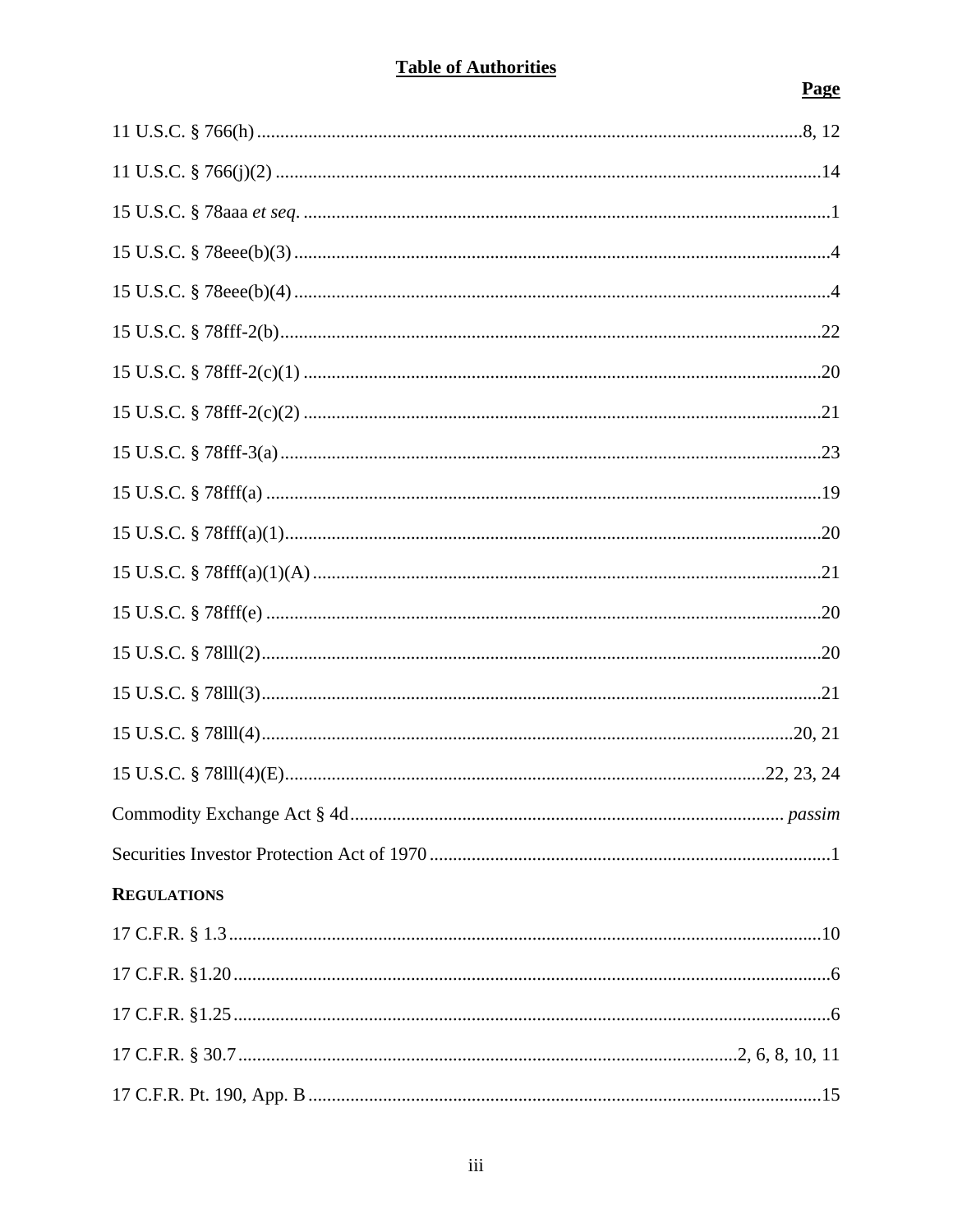# Table of Authorities

| | Page |
|---|---|
| 11 U.S.C. § 766(h) | 8, 12 |
| 11 U.S.C. § 766(j)(2) | 14 |
| 15 U.S.C. § 78aaa *et seq.* | 1 |
| 15 U.S.C. § 78eee(b)(3) | 4 |
| 15 U.S.C. § 78eee(b)(4) | 4 |
| 15 U.S.C. § 78fff-2(b) | 22 |
| 15 U.S.C. § 78fff-2(c)(1) | 20 |
| 15 U.S.C. § 78fff-2(c)(2) | 21 |
| 15 U.S.C. § 78fff-3(a) | 23 |
| 15 U.S.C. § 78fff(a) | 19 |
| 15 U.S.C. § 78fff(a)(1) | 20 |
| 15 U.S.C. § 78fff(a)(1)(A) | 21 |
| 15 U.S.C. § 78fff(e) | 20 |
| 15 U.S.C. § 78lll(2) | 20 |
| 15 U.S.C. § 78lll(3) | 21 |
| 15 U.S.C. § 78lll(4) | 20, 21 |
| 15 U.S.C. § 78lll(4)(E) | 22, 23, 24 |
| Commodity Exchange Act § 4d | *passim* |
| Securities Investor Protection Act of 1970 | 1 |

**REGULATIONS**

| | |
|---|---|
| 17 C.F.R. § 1.3 | 10 |
| 17 C.F.R. §1.20 | 6 |
| 17 C.F.R. §1.25 | 6 |
| 17 C.F.R. § 30.7 | 2, 6, 8, 10, 11 |
| 17 C.F.R. Pt. 190, App. B | 15 |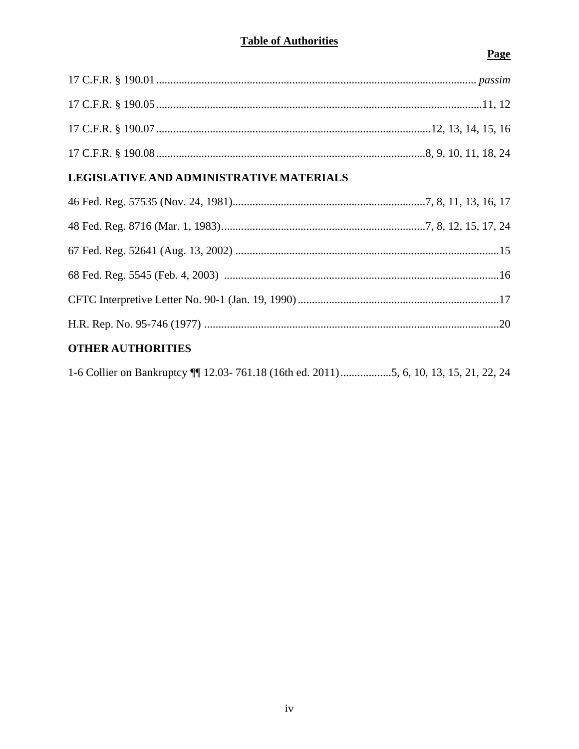**Table of Authorities**

**Page**

17 C.F.R. § 190.01 ........................................................................................................ *passim*

17 C.F.R. § 190.05 ........................................................................................................ 11, 12

17 C.F.R. § 190.07 ........................................................................................ 12, 13, 14, 15, 16

17 C.F.R. § 190.08 ........................................................................................ 8, 9, 10, 11, 18, 24

### LEGISLATIVE AND ADMINISTRATIVE MATERIALS

46 Fed. Reg. 57535 (Nov. 24, 1981) .................................................................. 7, 8, 11, 13, 16, 17

48 Fed. Reg. 8716 (Mar. 1, 1983) ...................................................................... 7, 8, 12, 15, 17, 24

67 Fed. Reg. 52641 (Aug. 13, 2002) ........................................................................................ 15

68 Fed. Reg. 5545 (Feb. 4, 2003) ........................................................................................... 16

CFTC Interpretive Letter No. 90-1 (Jan. 19, 1990) ..................................................................... 17

H.R. Rep. No. 95-746 (1977) .................................................................................................... 20

### OTHER AUTHORITIES

1-6 Collier on Bankruptcy ¶¶ 12.03- 761.18 (16th ed. 2011) .................. 5, 6, 10, 13, 15, 21, 22, 24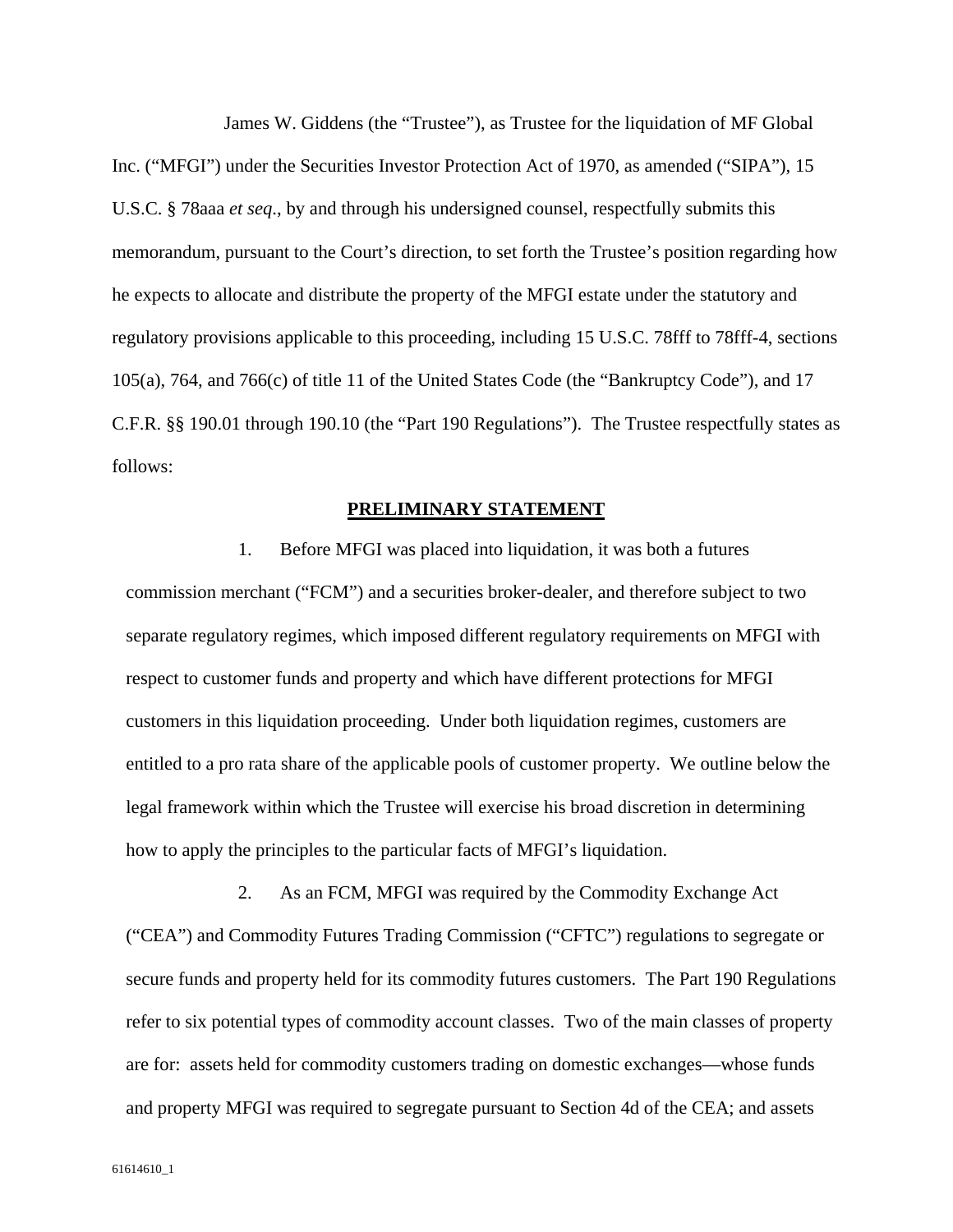James W. Giddens (the "Trustee"), as Trustee for the liquidation of MF Global Inc. ("MFGI") under the Securities Investor Protection Act of 1970, as amended ("SIPA"), 15 U.S.C. § 78aaa *et seq*., by and through his undersigned counsel, respectfully submits this memorandum, pursuant to the Court's direction, to set forth the Trustee's position regarding how he expects to allocate and distribute the property of the MFGI estate under the statutory and regulatory provisions applicable to this proceeding, including 15 U.S.C. 78fff to 78fff-4, sections 105(a), 764, and 766(c) of title 11 of the United States Code (the "Bankruptcy Code"), and 17 C.F.R. §§ 190.01 through 190.10 (the "Part 190 Regulations"). The Trustee respectfully states as follows:

## PRELIMINARY STATEMENT

1. Before MFGI was placed into liquidation, it was both a futures commission merchant ("FCM") and a securities broker-dealer, and therefore subject to two separate regulatory regimes, which imposed different regulatory requirements on MFGI with respect to customer funds and property and which have different protections for MFGI customers in this liquidation proceeding. Under both liquidation regimes, customers are entitled to a pro rata share of the applicable pools of customer property. We outline below the legal framework within which the Trustee will exercise his broad discretion in determining how to apply the principles to the particular facts of MFGI's liquidation.

2. As an FCM, MFGI was required by the Commodity Exchange Act ("CEA") and Commodity Futures Trading Commission ("CFTC") regulations to segregate or secure funds and property held for its commodity futures customers. The Part 190 Regulations refer to six potential types of commodity account classes. Two of the main classes of property are for: assets held for commodity customers trading on domestic exchanges—whose funds and property MFGI was required to segregate pursuant to Section 4d of the CEA; and assets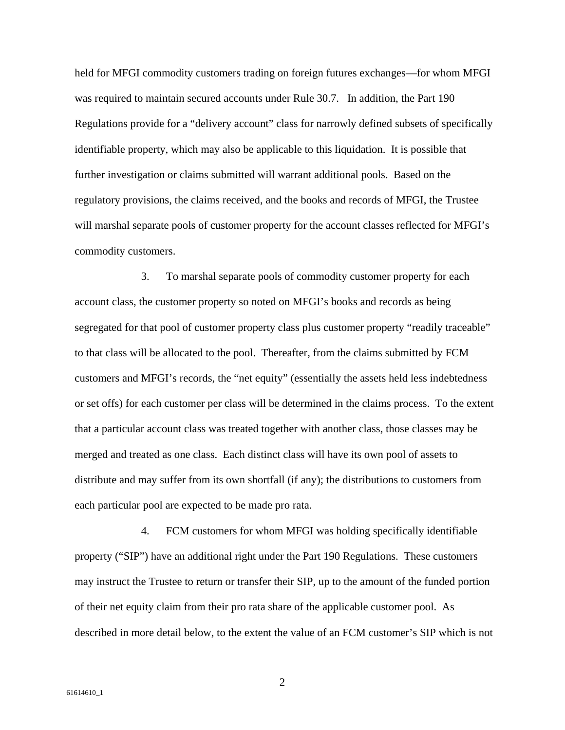held for MFGI commodity customers trading on foreign futures exchanges—for whom MFGI was required to maintain secured accounts under Rule 30.7. In addition, the Part 190 Regulations provide for a "delivery account" class for narrowly defined subsets of specifically identifiable property, which may also be applicable to this liquidation. It is possible that further investigation or claims submitted will warrant additional pools. Based on the regulatory provisions, the claims received, and the books and records of MFGI, the Trustee will marshal separate pools of customer property for the account classes reflected for MFGI's commodity customers.

3. To marshal separate pools of commodity customer property for each account class, the customer property so noted on MFGI's books and records as being segregated for that pool of customer property class plus customer property "readily traceable" to that class will be allocated to the pool. Thereafter, from the claims submitted by FCM customers and MFGI's records, the "net equity" (essentially the assets held less indebtedness or set offs) for each customer per class will be determined in the claims process. To the extent that a particular account class was treated together with another class, those classes may be merged and treated as one class. Each distinct class will have its own pool of assets to distribute and may suffer from its own shortfall (if any); the distributions to customers from each particular pool are expected to be made pro rata.

4. FCM customers for whom MFGI was holding specifically identifiable property ("SIP") have an additional right under the Part 190 Regulations. These customers may instruct the Trustee to return or transfer their SIP, up to the amount of the funded portion of their net equity claim from their pro rata share of the applicable customer pool. As described in more detail below, to the extent the value of an FCM customer's SIP which is not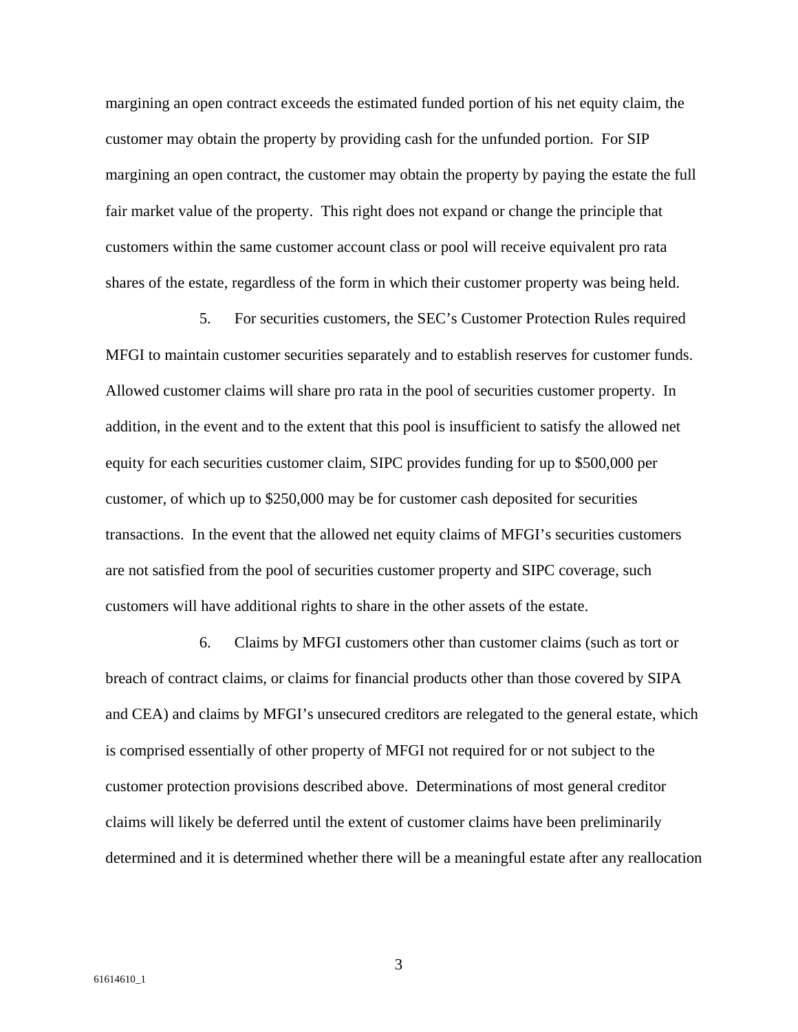margining an open contract exceeds the estimated funded portion of his net equity claim, the customer may obtain the property by providing cash for the unfunded portion. For SIP margining an open contract, the customer may obtain the property by paying the estate the full fair market value of the property. This right does not expand or change the principle that customers within the same customer account class or pool will receive equivalent pro rata shares of the estate, regardless of the form in which their customer property was being held.

5. For securities customers, the SEC's Customer Protection Rules required MFGI to maintain customer securities separately and to establish reserves for customer funds. Allowed customer claims will share pro rata in the pool of securities customer property. In addition, in the event and to the extent that this pool is insufficient to satisfy the allowed net equity for each securities customer claim, SIPC provides funding for up to $500,000 per customer, of which up to $250,000 may be for customer cash deposited for securities transactions. In the event that the allowed net equity claims of MFGI's securities customers are not satisfied from the pool of securities customer property and SIPC coverage, such customers will have additional rights to share in the other assets of the estate.

6. Claims by MFGI customers other than customer claims (such as tort or breach of contract claims, or claims for financial products other than those covered by SIPA and CEA) and claims by MFGI's unsecured creditors are relegated to the general estate, which is comprised essentially of other property of MFGI not required for or not subject to the customer protection provisions described above. Determinations of most general creditor claims will likely be deferred until the extent of customer claims have been preliminarily determined and it is determined whether there will be a meaningful estate after any reallocation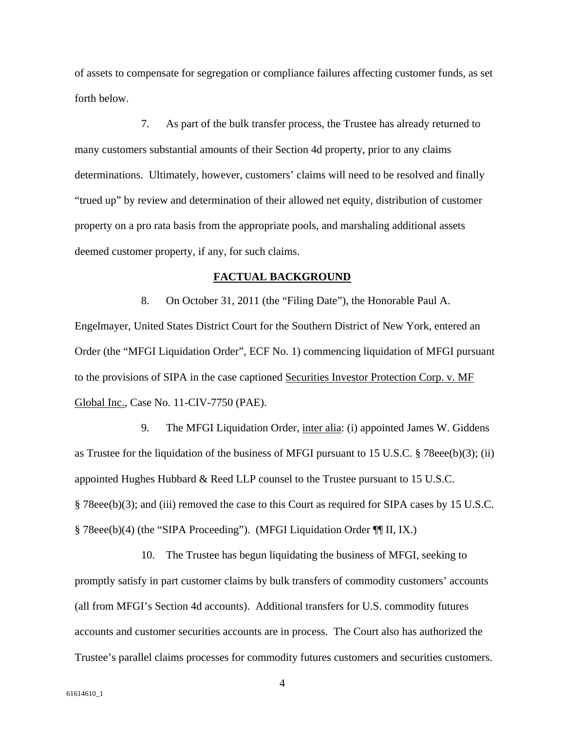of assets to compensate for segregation or compliance failures affecting customer funds, as set forth below.

7. As part of the bulk transfer process, the Trustee has already returned to many customers substantial amounts of their Section 4d property, prior to any claims determinations. Ultimately, however, customers' claims will need to be resolved and finally "trued up" by review and determination of their allowed net equity, distribution of customer property on a pro rata basis from the appropriate pools, and marshaling additional assets deemed customer property, if any, for such claims.

## FACTUAL BACKGROUND

8. On October 31, 2011 (the "Filing Date"), the Honorable Paul A. Engelmayer, United States District Court for the Southern District of New York, entered an Order (the "MFGI Liquidation Order", ECF No. 1) commencing liquidation of MFGI pursuant to the provisions of SIPA in the case captioned Securities Investor Protection Corp. v. MF Global Inc., Case No. 11-CIV-7750 (PAE).

9. The MFGI Liquidation Order, inter alia: (i) appointed James W. Giddens as Trustee for the liquidation of the business of MFGI pursuant to 15 U.S.C. § 78eee(b)(3); (ii) appointed Hughes Hubbard & Reed LLP counsel to the Trustee pursuant to 15 U.S.C. § 78eee(b)(3); and (iii) removed the case to this Court as required for SIPA cases by 15 U.S.C. § 78eee(b)(4) (the "SIPA Proceeding"). (MFGI Liquidation Order ¶¶ II, IX.)

10. The Trustee has begun liquidating the business of MFGI, seeking to promptly satisfy in part customer claims by bulk transfers of commodity customers' accounts (all from MFGI's Section 4d accounts). Additional transfers for U.S. commodity futures accounts and customer securities accounts are in process. The Court also has authorized the Trustee's parallel claims processes for commodity futures customers and securities customers.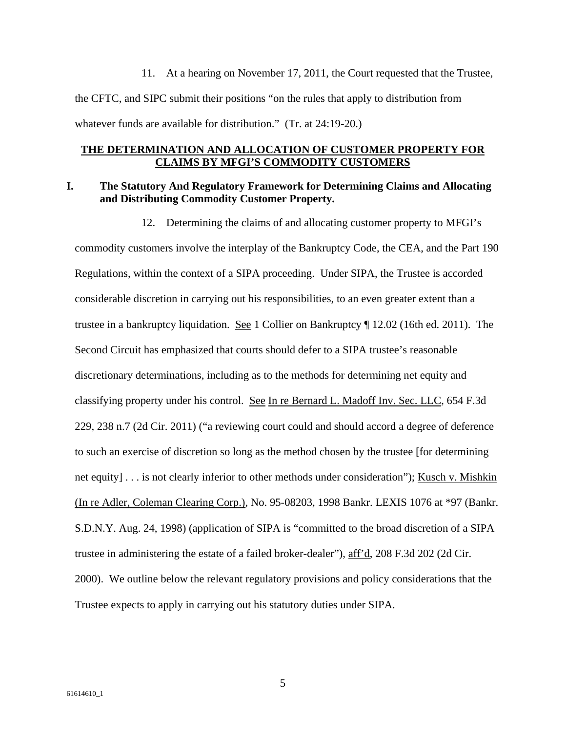11. At a hearing on November 17, 2011, the Court requested that the Trustee, the CFTC, and SIPC submit their positions "on the rules that apply to distribution from whatever funds are available for distribution." (Tr. at 24:19-20.)

## THE DETERMINATION AND ALLOCATION OF CUSTOMER PROPERTY FOR CLAIMS BY MFGI'S COMMODITY CUSTOMERS

### I. The Statutory And Regulatory Framework for Determining Claims and Allocating and Distributing Commodity Customer Property.

12. Determining the claims of and allocating customer property to MFGI's commodity customers involve the interplay of the Bankruptcy Code, the CEA, and the Part 190 Regulations, within the context of a SIPA proceeding. Under SIPA, the Trustee is accorded considerable discretion in carrying out his responsibilities, to an even greater extent than a trustee in a bankruptcy liquidation. See 1 Collier on Bankruptcy ¶ 12.02 (16th ed. 2011). The Second Circuit has emphasized that courts should defer to a SIPA trustee's reasonable discretionary determinations, including as to the methods for determining net equity and classifying property under his control. See In re Bernard L. Madoff Inv. Sec. LLC, 654 F.3d 229, 238 n.7 (2d Cir. 2011) ("a reviewing court could and should accord a degree of deference to such an exercise of discretion so long as the method chosen by the trustee [for determining net equity] . . . is not clearly inferior to other methods under consideration"); Kusch v. Mishkin (In re Adler, Coleman Clearing Corp.), No. 95-08203, 1998 Bankr. LEXIS 1076 at *97 (Bankr. S.D.N.Y. Aug. 24, 1998) (application of SIPA is "committed to the broad discretion of a SIPA trustee in administering the estate of a failed broker-dealer"), aff'd, 208 F.3d 202 (2d Cir. 2000). We outline below the relevant regulatory provisions and policy considerations that the Trustee expects to apply in carrying out his statutory duties under SIPA.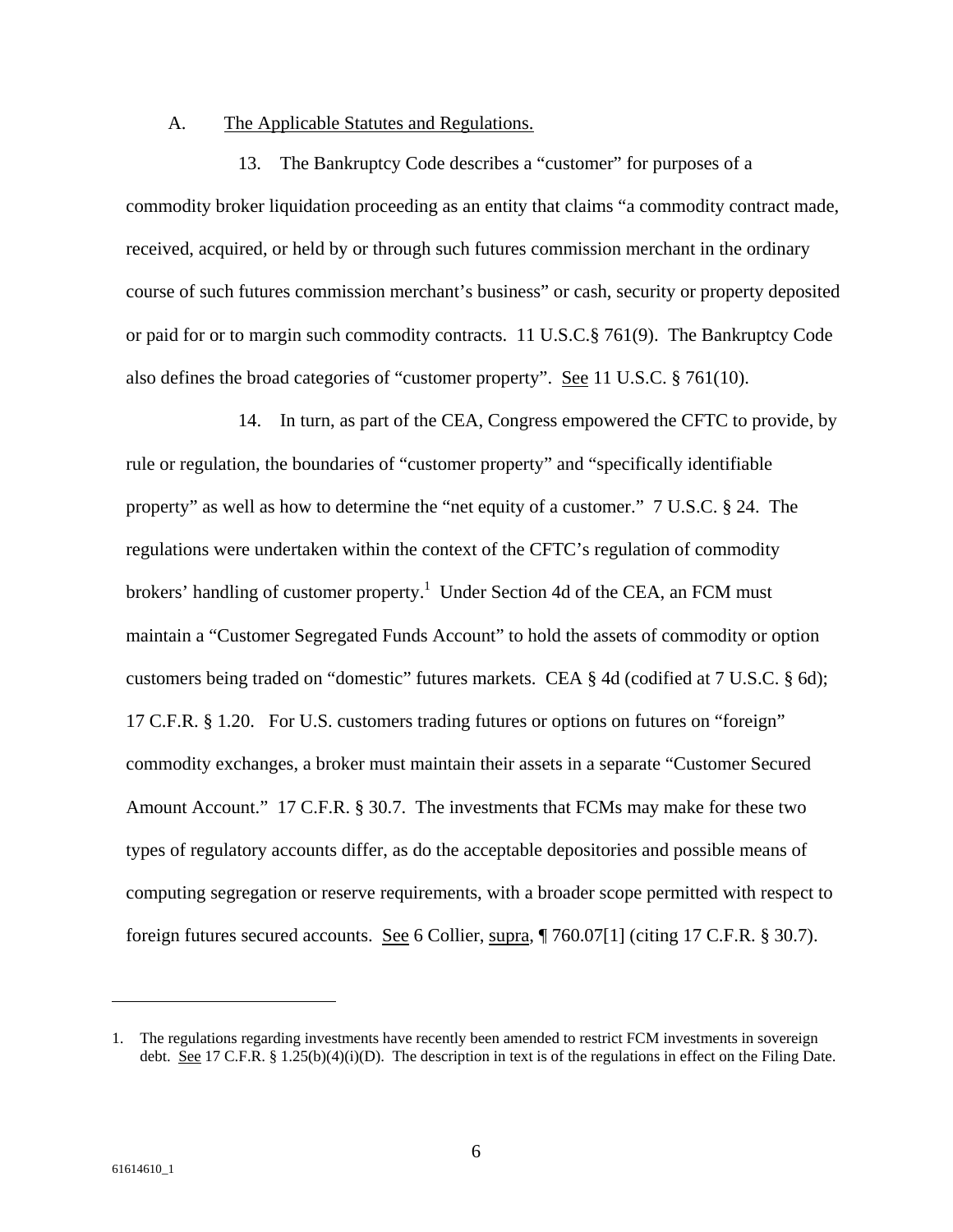## A. The Applicable Statutes and Regulations.

13. The Bankruptcy Code describes a "customer" for purposes of a commodity broker liquidation proceeding as an entity that claims "a commodity contract made, received, acquired, or held by or through such futures commission merchant in the ordinary course of such futures commission merchant's business" or cash, security or property deposited or paid for or to margin such commodity contracts. 11 U.S.C.§ 761(9). The Bankruptcy Code also defines the broad categories of "customer property". See 11 U.S.C. § 761(10).

14. In turn, as part of the CEA, Congress empowered the CFTC to provide, by rule or regulation, the boundaries of "customer property" and "specifically identifiable property" as well as how to determine the "net equity of a customer." 7 U.S.C. § 24. The regulations were undertaken within the context of the CFTC's regulation of commodity brokers' handling of customer property.[1] Under Section 4d of the CEA, an FCM must maintain a "Customer Segregated Funds Account" to hold the assets of commodity or option customers being traded on "domestic" futures markets. CEA § 4d (codified at 7 U.S.C. § 6d); 17 C.F.R. § 1.20. For U.S. customers trading futures or options on futures on "foreign" commodity exchanges, a broker must maintain their assets in a separate "Customer Secured Amount Account." 17 C.F.R. § 30.7. The investments that FCMs may make for these two types of regulatory accounts differ, as do the acceptable depositories and possible means of computing segregation or reserve requirements, with a broader scope permitted with respect to foreign futures secured accounts. See 6 Collier, supra, ¶ 760.07[1] (citing 17 C.F.R. § 30.7).

---

1. The regulations regarding investments have recently been amended to restrict FCM investments in sovereign debt. See 17 C.F.R. § 1.25(b)(4)(i)(D). The description in text is of the regulations in effect on the Filing Date.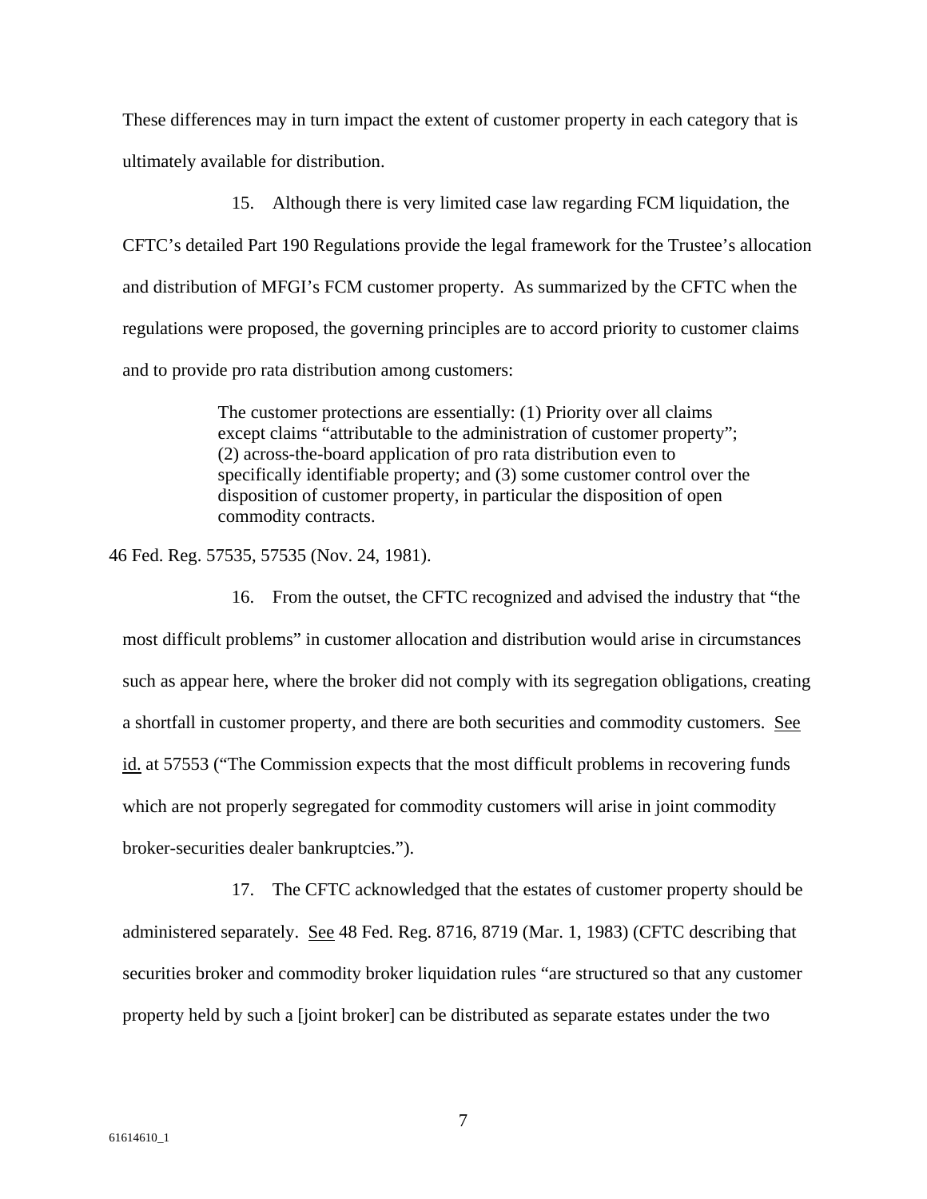These differences may in turn impact the extent of customer property in each category that is ultimately available for distribution.

15. Although there is very limited case law regarding FCM liquidation, the CFTC's detailed Part 190 Regulations provide the legal framework for the Trustee's allocation and distribution of MFGI's FCM customer property. As summarized by the CFTC when the regulations were proposed, the governing principles are to accord priority to customer claims and to provide pro rata distribution among customers:

> The customer protections are essentially: (1) Priority over all claims except claims "attributable to the administration of customer property"; (2) across-the-board application of pro rata distribution even to specifically identifiable property; and (3) some customer control over the disposition of customer property, in particular the disposition of open commodity contracts.

46 Fed. Reg. 57535, 57535 (Nov. 24, 1981).

16. From the outset, the CFTC recognized and advised the industry that "the most difficult problems" in customer allocation and distribution would arise in circumstances such as appear here, where the broker did not comply with its segregation obligations, creating a shortfall in customer property, and there are both securities and commodity customers. See id. at 57553 ("The Commission expects that the most difficult problems in recovering funds which are not properly segregated for commodity customers will arise in joint commodity broker-securities dealer bankruptcies.").

17. The CFTC acknowledged that the estates of customer property should be administered separately. See 48 Fed. Reg. 8716, 8719 (Mar. 1, 1983) (CFTC describing that securities broker and commodity broker liquidation rules "are structured so that any customer property held by such a [joint broker] can be distributed as separate estates under the two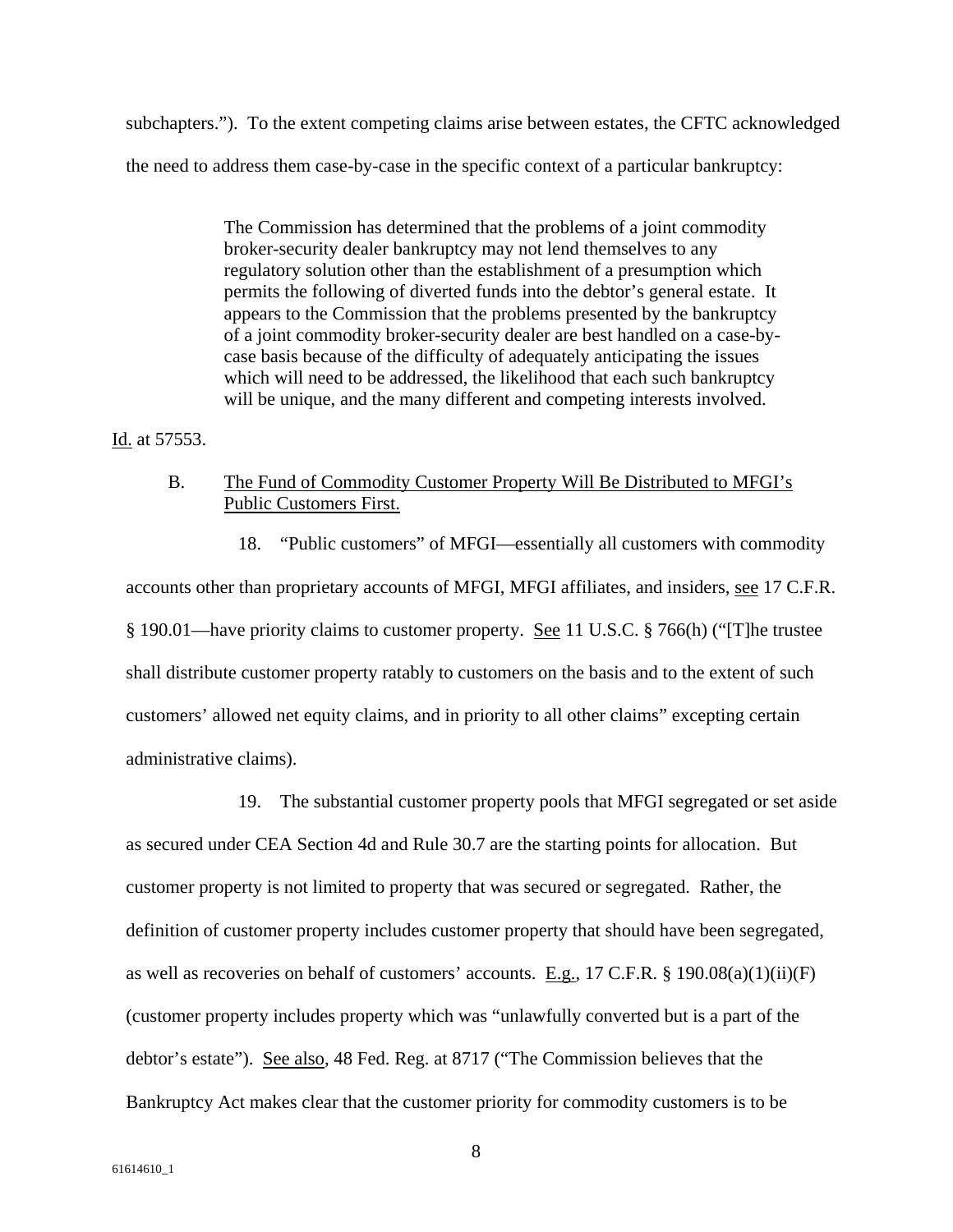subchapters."). To the extent competing claims arise between estates, the CFTC acknowledged the need to address them case-by-case in the specific context of a particular bankruptcy:

> The Commission has determined that the problems of a joint commodity broker-security dealer bankruptcy may not lend themselves to any regulatory solution other than the establishment of a presumption which permits the following of diverted funds into the debtor's general estate. It appears to the Commission that the problems presented by the bankruptcy of a joint commodity broker-security dealer are best handled on a case-by-case basis because of the difficulty of adequately anticipating the issues which will need to be addressed, the likelihood that each such bankruptcy will be unique, and the many different and competing interests involved.

Id. at 57553.

B. The Fund of Commodity Customer Property Will Be Distributed to MFGI's Public Customers First.

18. "Public customers" of MFGI—essentially all customers with commodity accounts other than proprietary accounts of MFGI, MFGI affiliates, and insiders, see 17 C.F.R. § 190.01—have priority claims to customer property. See 11 U.S.C. § 766(h) ("[T]he trustee shall distribute customer property ratably to customers on the basis and to the extent of such customers' allowed net equity claims, and in priority to all other claims" excepting certain administrative claims).

19. The substantial customer property pools that MFGI segregated or set aside as secured under CEA Section 4d and Rule 30.7 are the starting points for allocation. But customer property is not limited to property that was secured or segregated. Rather, the definition of customer property includes customer property that should have been segregated, as well as recoveries on behalf of customers' accounts. E.g., 17 C.F.R. § 190.08(a)(1)(ii)(F) (customer property includes property which was "unlawfully converted but is a part of the debtor's estate"). See also, 48 Fed. Reg. at 8717 ("The Commission believes that the Bankruptcy Act makes clear that the customer priority for commodity customers is to be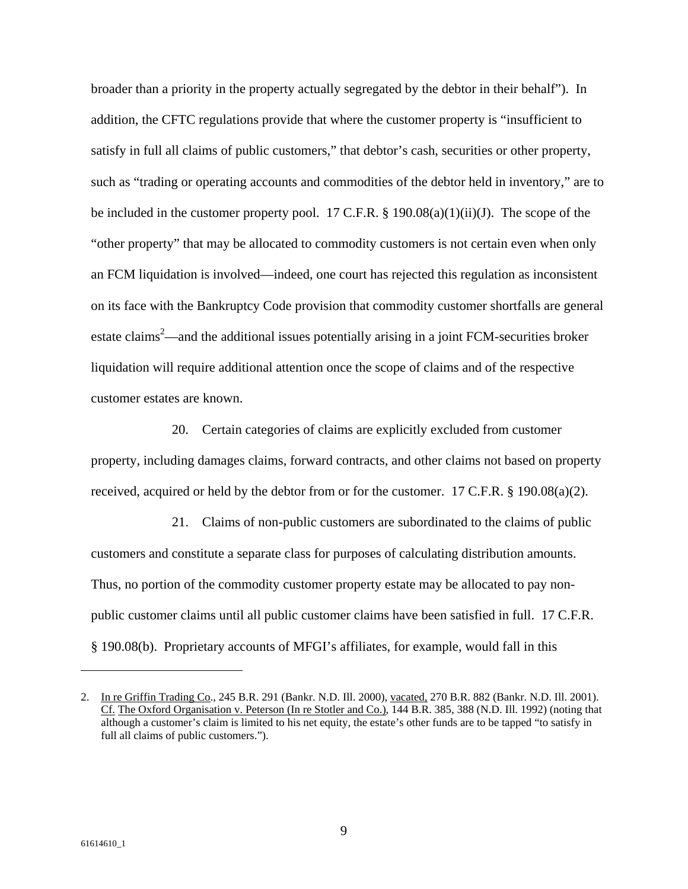broader than a priority in the property actually segregated by the debtor in their behalf"). In addition, the CFTC regulations provide that where the customer property is "insufficient to satisfy in full all claims of public customers," that debtor's cash, securities or other property, such as "trading or operating accounts and commodities of the debtor held in inventory," are to be included in the customer property pool. 17 C.F.R. § 190.08(a)(1)(ii)(J). The scope of the "other property" that may be allocated to commodity customers is not certain even when only an FCM liquidation is involved—indeed, one court has rejected this regulation as inconsistent on its face with the Bankruptcy Code provision that commodity customer shortfalls are general estate claims[2]—and the additional issues potentially arising in a joint FCM-securities broker liquidation will require additional attention once the scope of claims and of the respective customer estates are known.

20. Certain categories of claims are explicitly excluded from customer property, including damages claims, forward contracts, and other claims not based on property received, acquired or held by the debtor from or for the customer. 17 C.F.R. § 190.08(a)(2).

21. Claims of non-public customers are subordinated to the claims of public customers and constitute a separate class for purposes of calculating distribution amounts. Thus, no portion of the commodity customer property estate may be allocated to pay non-public customer claims until all public customer claims have been satisfied in full. 17 C.F.R. § 190.08(b). Proprietary accounts of MFGI's affiliates, for example, would fall in this

---

2. In re Griffin Trading Co., 245 B.R. 291 (Bankr. N.D. Ill. 2000), vacated, 270 B.R. 882 (Bankr. N.D. Ill. 2001). Cf. The Oxford Organisation v. Peterson (In re Stotler and Co.), 144 B.R. 385, 388 (N.D. Ill. 1992) (noting that although a customer's claim is limited to his net equity, the estate's other funds are to be tapped "to satisfy in full all claims of public customers.").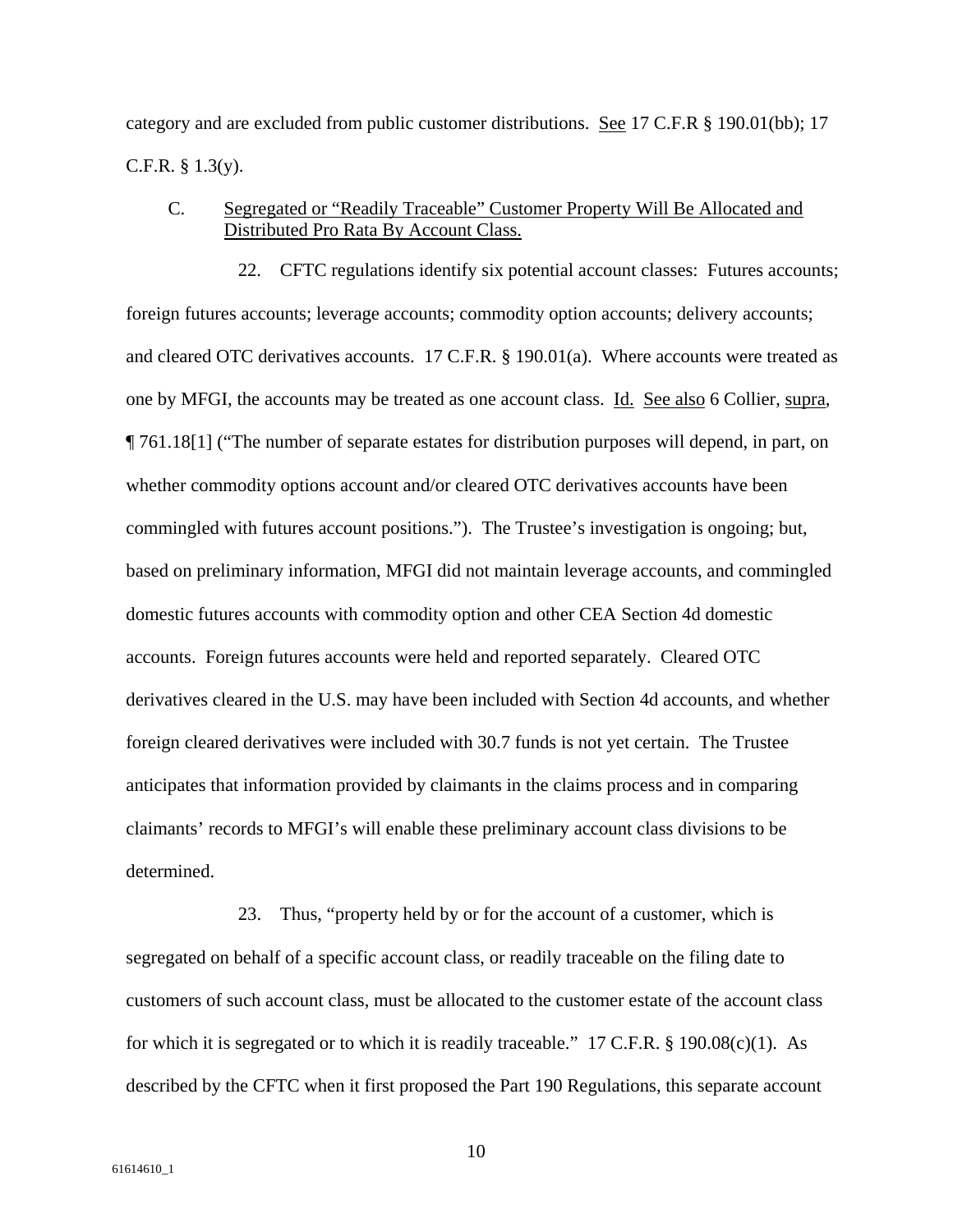category and are excluded from public customer distributions. See 17 C.F.R § 190.01(bb); 17 C.F.R. § 1.3(y).

C. Segregated or "Readily Traceable" Customer Property Will Be Allocated and Distributed Pro Rata By Account Class.

22. CFTC regulations identify six potential account classes: Futures accounts; foreign futures accounts; leverage accounts; commodity option accounts; delivery accounts; and cleared OTC derivatives accounts. 17 C.F.R. § 190.01(a). Where accounts were treated as one by MFGI, the accounts may be treated as one account class. Id. See also 6 Collier, supra, ¶ 761.18[1] ("The number of separate estates for distribution purposes will depend, in part, on whether commodity options account and/or cleared OTC derivatives accounts have been commingled with futures account positions."). The Trustee's investigation is ongoing; but, based on preliminary information, MFGI did not maintain leverage accounts, and commingled domestic futures accounts with commodity option and other CEA Section 4d domestic accounts. Foreign futures accounts were held and reported separately. Cleared OTC derivatives cleared in the U.S. may have been included with Section 4d accounts, and whether foreign cleared derivatives were included with 30.7 funds is not yet certain. The Trustee anticipates that information provided by claimants in the claims process and in comparing claimants' records to MFGI's will enable these preliminary account class divisions to be determined.

23. Thus, "property held by or for the account of a customer, which is segregated on behalf of a specific account class, or readily traceable on the filing date to customers of such account class, must be allocated to the customer estate of the account class for which it is segregated or to which it is readily traceable." 17 C.F.R. § 190.08(c)(1). As described by the CFTC when it first proposed the Part 190 Regulations, this separate account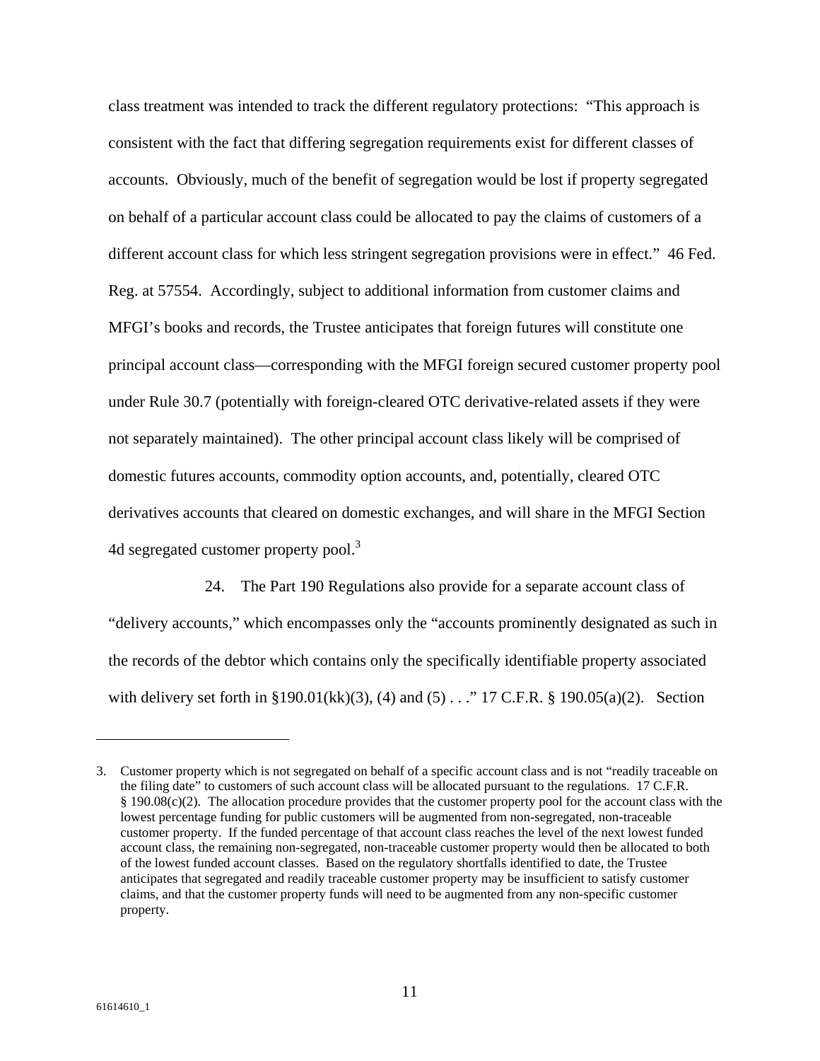class treatment was intended to track the different regulatory protections: "This approach is consistent with the fact that differing segregation requirements exist for different classes of accounts. Obviously, much of the benefit of segregation would be lost if property segregated on behalf of a particular account class could be allocated to pay the claims of customers of a different account class for which less stringent segregation provisions were in effect." 46 Fed. Reg. at 57554. Accordingly, subject to additional information from customer claims and MFGI's books and records, the Trustee anticipates that foreign futures will constitute one principal account class—corresponding with the MFGI foreign secured customer property pool under Rule 30.7 (potentially with foreign-cleared OTC derivative-related assets if they were not separately maintained). The other principal account class likely will be comprised of domestic futures accounts, commodity option accounts, and, potentially, cleared OTC derivatives accounts that cleared on domestic exchanges, and will share in the MFGI Section 4d segregated customer property pool.[3]

24. The Part 190 Regulations also provide for a separate account class of "delivery accounts," which encompasses only the "accounts prominently designated as such in the records of the debtor which contains only the specifically identifiable property associated with delivery set forth in §190.01(kk)(3), (4) and (5) . . ." 17 C.F.R. § 190.05(a)(2). Section

---

3. Customer property which is not segregated on behalf of a specific account class and is not "readily traceable on the filing date" to customers of such account class will be allocated pursuant to the regulations. 17 C.F.R. § 190.08(c)(2). The allocation procedure provides that the customer property pool for the account class with the lowest percentage funding for public customers will be augmented from non-segregated, non-traceable customer property. If the funded percentage of that account class reaches the level of the next lowest funded account class, the remaining non-segregated, non-traceable customer property would then be allocated to both of the lowest funded account classes. Based on the regulatory shortfalls identified to date, the Trustee anticipates that segregated and readily traceable customer property may be insufficient to satisfy customer claims, and that the customer property funds will need to be augmented from any non-specific customer property.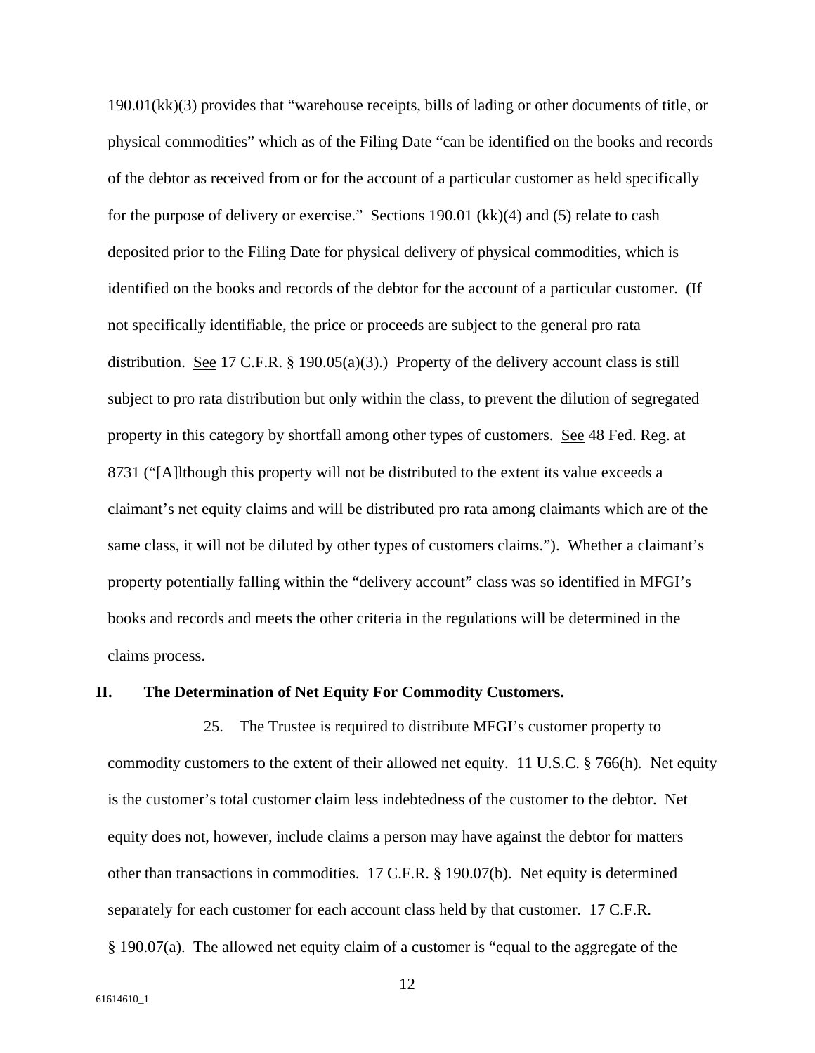190.01(kk)(3) provides that "warehouse receipts, bills of lading or other documents of title, or physical commodities" which as of the Filing Date "can be identified on the books and records of the debtor as received from or for the account of a particular customer as held specifically for the purpose of delivery or exercise." Sections 190.01 (kk)(4) and (5) relate to cash deposited prior to the Filing Date for physical delivery of physical commodities, which is identified on the books and records of the debtor for the account of a particular customer. (If not specifically identifiable, the price or proceeds are subject to the general pro rata distribution. See 17 C.F.R. § 190.05(a)(3).) Property of the delivery account class is still subject to pro rata distribution but only within the class, to prevent the dilution of segregated property in this category by shortfall among other types of customers. See 48 Fed. Reg. at 8731 ("[A]lthough this property will not be distributed to the extent its value exceeds a claimant's net equity claims and will be distributed pro rata among claimants which are of the same class, it will not be diluted by other types of customers claims."). Whether a claimant's property potentially falling within the "delivery account" class was so identified in MFGI's books and records and meets the other criteria in the regulations will be determined in the claims process.

## II. The Determination of Net Equity For Commodity Customers.

25. The Trustee is required to distribute MFGI's customer property to commodity customers to the extent of their allowed net equity. 11 U.S.C. § 766(h). Net equity is the customer's total customer claim less indebtedness of the customer to the debtor. Net equity does not, however, include claims a person may have against the debtor for matters other than transactions in commodities. 17 C.F.R. § 190.07(b). Net equity is determined separately for each customer for each account class held by that customer. 17 C.F.R. § 190.07(a). The allowed net equity claim of a customer is "equal to the aggregate of the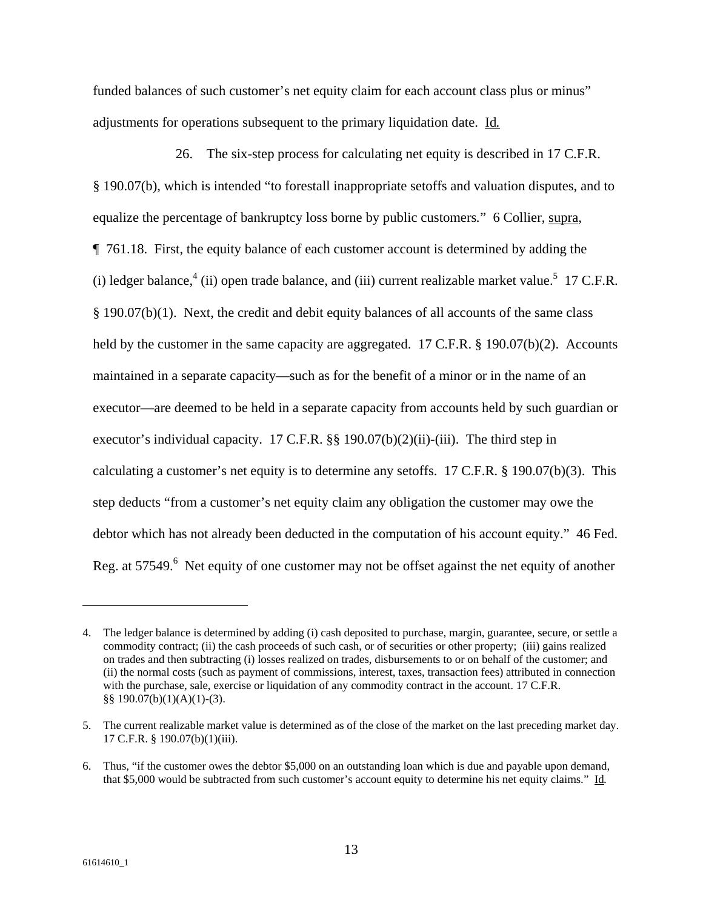funded balances of such customer's net equity claim for each account class plus or minus" adjustments for operations subsequent to the primary liquidation date. Id.

26. The six-step process for calculating net equity is described in 17 C.F.R. § 190.07(b), which is intended "to forestall inappropriate setoffs and valuation disputes, and to equalize the percentage of bankruptcy loss borne by public customers." 6 Collier, supra, ¶ 761.18. First, the equity balance of each customer account is determined by adding the (i) ledger balance,[4] (ii) open trade balance, and (iii) current realizable market value.[5] 17 C.F.R. § 190.07(b)(1). Next, the credit and debit equity balances of all accounts of the same class held by the customer in the same capacity are aggregated. 17 C.F.R. § 190.07(b)(2). Accounts maintained in a separate capacity—such as for the benefit of a minor or in the name of an executor—are deemed to be held in a separate capacity from accounts held by such guardian or executor's individual capacity. 17 C.F.R. §§ 190.07(b)(2)(ii)-(iii). The third step in calculating a customer's net equity is to determine any setoffs. 17 C.F.R. § 190.07(b)(3). This step deducts "from a customer's net equity claim any obligation the customer may owe the debtor which has not already been deducted in the computation of his account equity." 46 Fed. Reg. at 57549.[6] Net equity of one customer may not be offset against the net equity of another

---

4. The ledger balance is determined by adding (i) cash deposited to purchase, margin, guarantee, secure, or settle a commodity contract; (ii) the cash proceeds of such cash, or of securities or other property; (iii) gains realized on trades and then subtracting (i) losses realized on trades, disbursements to or on behalf of the customer; and (ii) the normal costs (such as payment of commissions, interest, taxes, transaction fees) attributed in connection with the purchase, sale, exercise or liquidation of any commodity contract in the account. 17 C.F.R. §§ 190.07(b)(1)(A)(1)-(3).

5. The current realizable market value is determined as of the close of the market on the last preceding market day. 17 C.F.R. § 190.07(b)(1)(iii).

6. Thus, "if the customer owes the debtor $5,000 on an outstanding loan which is due and payable upon demand, that $5,000 would be subtracted from such customer's account equity to determine his net equity claims." Id.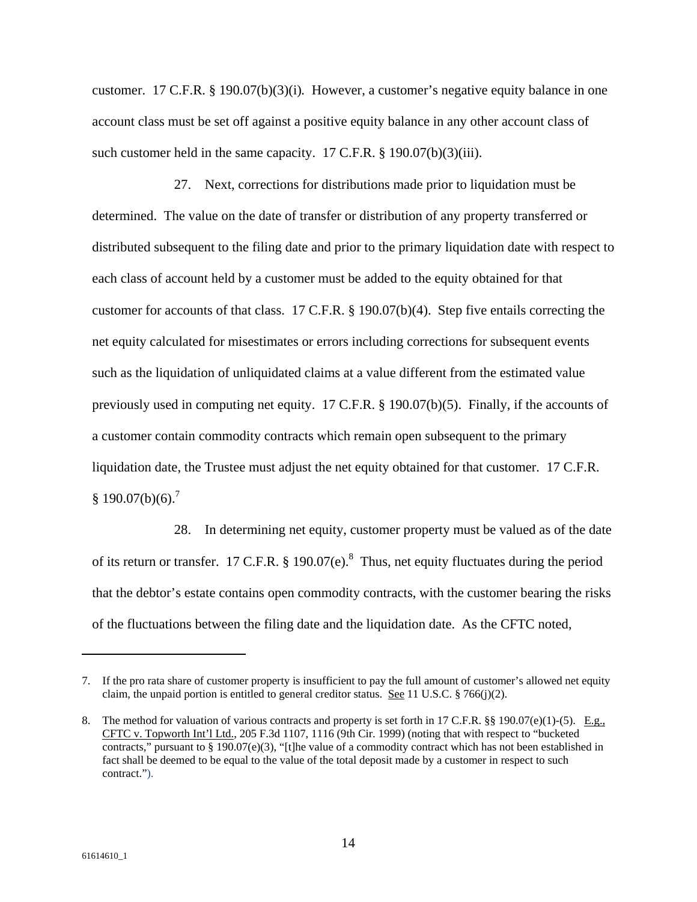customer. 17 C.F.R. § 190.07(b)(3)(i). However, a customer's negative equity balance in one account class must be set off against a positive equity balance in any other account class of such customer held in the same capacity. 17 C.F.R. § 190.07(b)(3)(iii).

27. Next, corrections for distributions made prior to liquidation must be determined. The value on the date of transfer or distribution of any property transferred or distributed subsequent to the filing date and prior to the primary liquidation date with respect to each class of account held by a customer must be added to the equity obtained for that customer for accounts of that class. 17 C.F.R. § 190.07(b)(4). Step five entails correcting the net equity calculated for misestimates or errors including corrections for subsequent events such as the liquidation of unliquidated claims at a value different from the estimated value previously used in computing net equity. 17 C.F.R. § 190.07(b)(5). Finally, if the accounts of a customer contain commodity contracts which remain open subsequent to the primary liquidation date, the Trustee must adjust the net equity obtained for that customer. 17 C.F.R. § 190.07(b)(6).[7]

28. In determining net equity, customer property must be valued as of the date of its return or transfer. 17 C.F.R. § 190.07(e).[8] Thus, net equity fluctuates during the period that the debtor's estate contains open commodity contracts, with the customer bearing the risks of the fluctuations between the filing date and the liquidation date. As the CFTC noted,

---

7. If the pro rata share of customer property is insufficient to pay the full amount of customer's allowed net equity claim, the unpaid portion is entitled to general creditor status. See 11 U.S.C. § 766(j)(2).

8. The method for valuation of various contracts and property is set forth in 17 C.F.R. §§ 190.07(e)(1)-(5). E.g., CFTC v. Topworth Int'l Ltd., 205 F.3d 1107, 1116 (9th Cir. 1999) (noting that with respect to "bucketed contracts," pursuant to § 190.07(e)(3), "[t]he value of a commodity contract which has not been established in fact shall be deemed to be equal to the value of the total deposit made by a customer in respect to such contract.").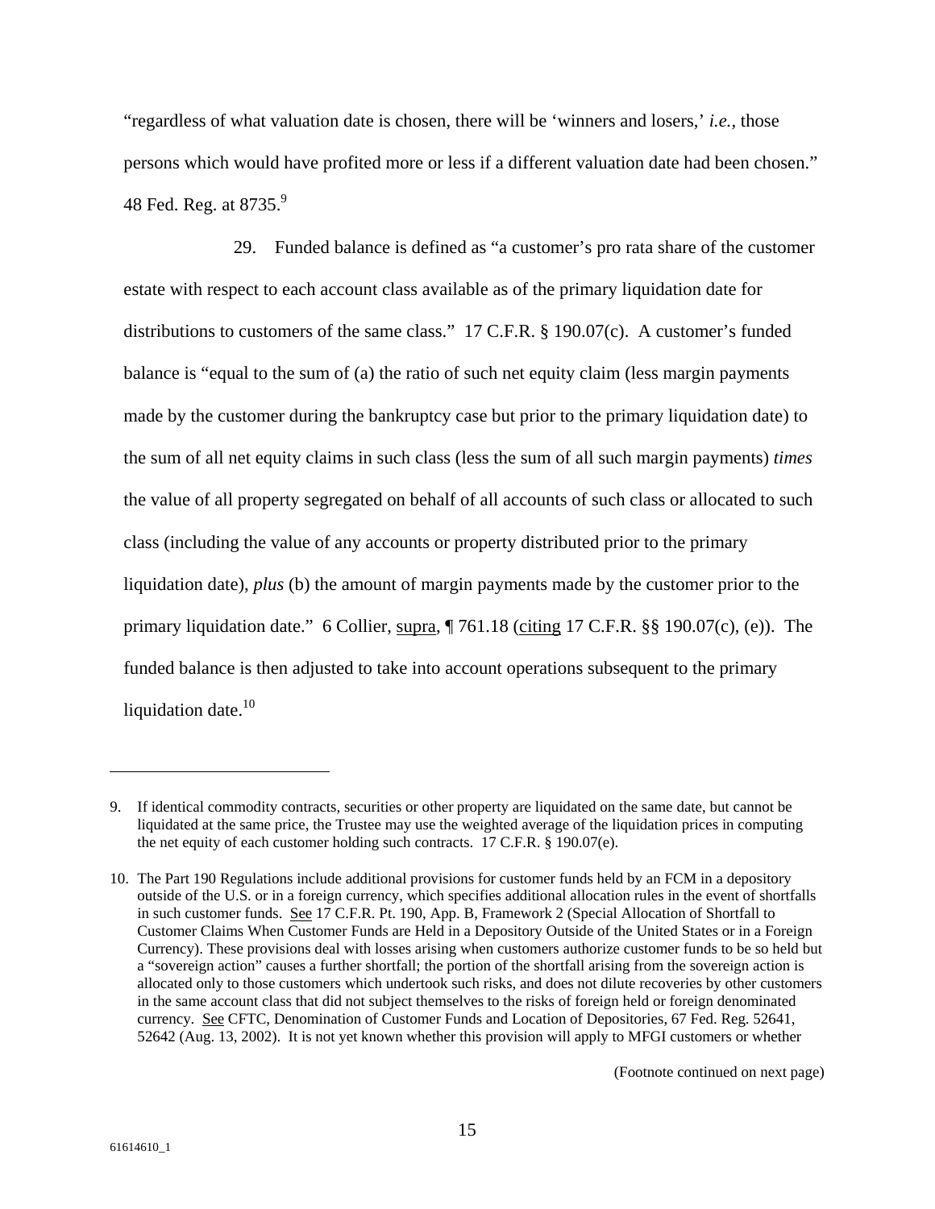"regardless of what valuation date is chosen, there will be 'winners and losers,' *i.e.*, those persons which would have profited more or less if a different valuation date had been chosen." 48 Fed. Reg. at 8735.[9]

29. Funded balance is defined as "a customer's pro rata share of the customer estate with respect to each account class available as of the primary liquidation date for distributions to customers of the same class." 17 C.F.R. § 190.07(c). A customer's funded balance is "equal to the sum of (a) the ratio of such net equity claim (less margin payments made by the customer during the bankruptcy case but prior to the primary liquidation date) to the sum of all net equity claims in such class (less the sum of all such margin payments) *times* the value of all property segregated on behalf of all accounts of such class or allocated to such class (including the value of any accounts or property distributed prior to the primary liquidation date), *plus* (b) the amount of margin payments made by the customer prior to the primary liquidation date." 6 Collier, supra, ¶ 761.18 (citing 17 C.F.R. §§ 190.07(c), (e)). The funded balance is then adjusted to take into account operations subsequent to the primary liquidation date.[10]

---

9. If identical commodity contracts, securities or other property are liquidated on the same date, but cannot be liquidated at the same price, the Trustee may use the weighted average of the liquidation prices in computing the net equity of each customer holding such contracts. 17 C.F.R. § 190.07(e).

10. The Part 190 Regulations include additional provisions for customer funds held by an FCM in a depository outside of the U.S. or in a foreign currency, which specifies additional allocation rules in the event of shortfalls in such customer funds. See 17 C.F.R. Pt. 190, App. B, Framework 2 (Special Allocation of Shortfall to Customer Claims When Customer Funds are Held in a Depository Outside of the United States or in a Foreign Currency). These provisions deal with losses arising when customers authorize customer funds to be so held but a "sovereign action" causes a further shortfall; the portion of the shortfall arising from the sovereign action is allocated only to those customers which undertook such risks, and does not dilute recoveries by other customers in the same account class that did not subject themselves to the risks of foreign held or foreign denominated currency. See CFTC, Denomination of Customer Funds and Location of Depositories, 67 Fed. Reg. 52641, 52642 (Aug. 13, 2002). It is not yet known whether this provision will apply to MFGI customers or whether

(Footnote continued on next page)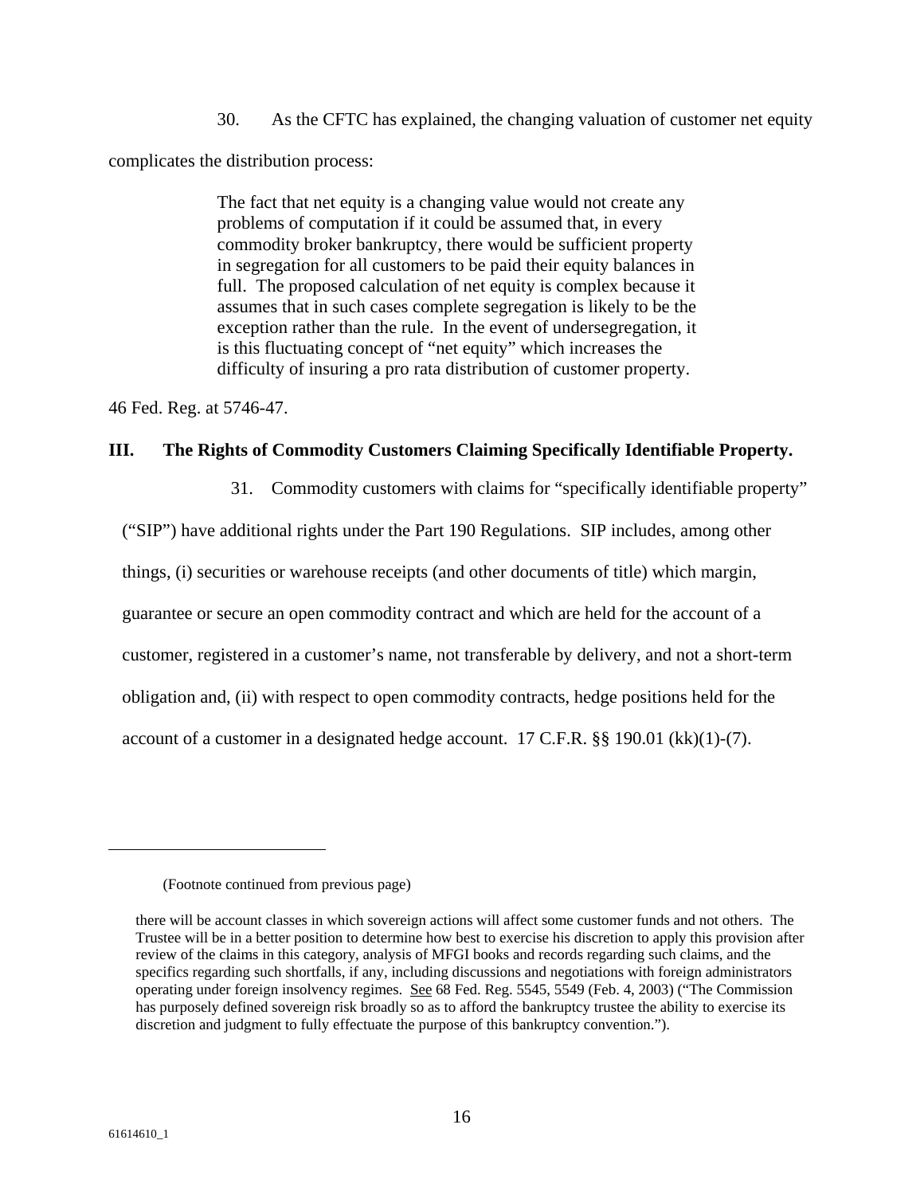30. As the CFTC has explained, the changing valuation of customer net equity complicates the distribution process:

> The fact that net equity is a changing value would not create any problems of computation if it could be assumed that, in every commodity broker bankruptcy, there would be sufficient property in segregation for all customers to be paid their equity balances in full. The proposed calculation of net equity is complex because it assumes that in such cases complete segregation is likely to be the exception rather than the rule. In the event of undersegregation, it is this fluctuating concept of "net equity" which increases the difficulty of insuring a pro rata distribution of customer property.

46 Fed. Reg. at 5746-47.

### III. The Rights of Commodity Customers Claiming Specifically Identifiable Property.

31. Commodity customers with claims for "specifically identifiable property" ("SIP") have additional rights under the Part 190 Regulations. SIP includes, among other things, (i) securities or warehouse receipts (and other documents of title) which margin, guarantee or secure an open commodity contract and which are held for the account of a customer, registered in a customer's name, not transferable by delivery, and not a short-term obligation and, (ii) with respect to open commodity contracts, hedge positions held for the account of a customer in a designated hedge account. 17 C.F.R. §§ 190.01 (kk)(1)-(7).

---

(Footnote continued from previous page)

there will be account classes in which sovereign actions will affect some customer funds and not others. The Trustee will be in a better position to determine how best to exercise his discretion to apply this provision after review of the claims in this category, analysis of MFGI books and records regarding such claims, and the specifics regarding such shortfalls, if any, including discussions and negotiations with foreign administrators operating under foreign insolvency regimes. See 68 Fed. Reg. 5545, 5549 (Feb. 4, 2003) ("The Commission has purposely defined sovereign risk broadly so as to afford the bankruptcy trustee the ability to exercise its discretion and judgment to fully effectuate the purpose of this bankruptcy convention.").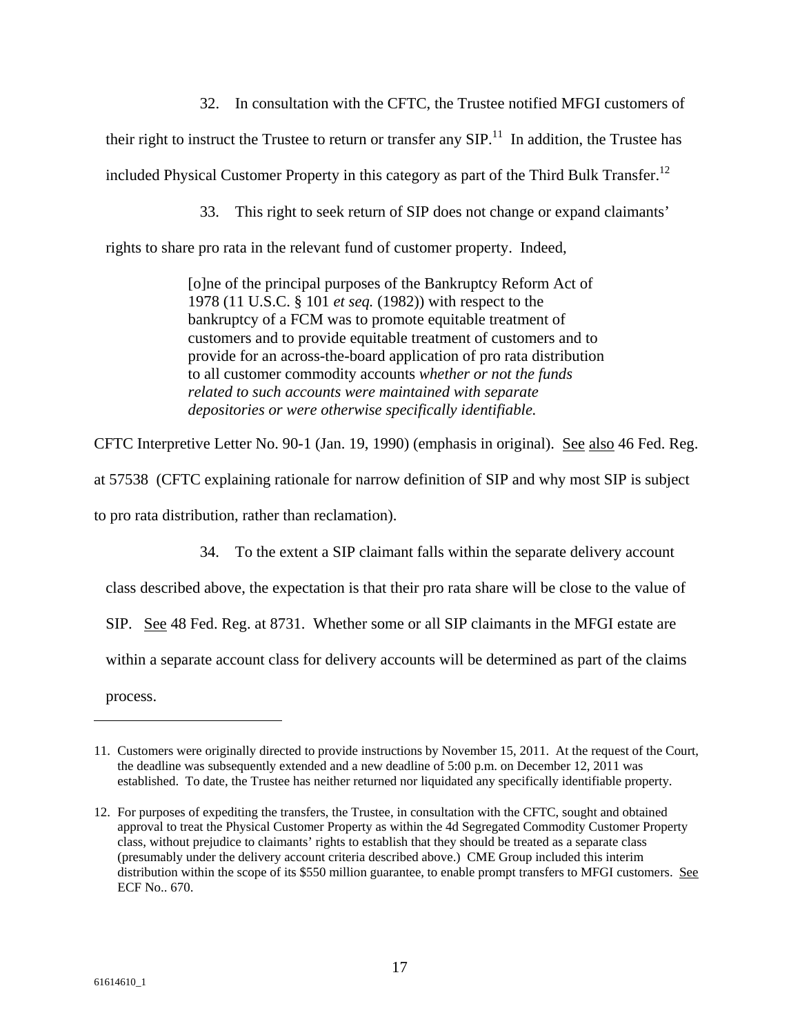32. In consultation with the CFTC, the Trustee notified MFGI customers of their right to instruct the Trustee to return or transfer any SIP.[11] In addition, the Trustee has included Physical Customer Property in this category as part of the Third Bulk Transfer.[12]

33. This right to seek return of SIP does not change or expand claimants' rights to share pro rata in the relevant fund of customer property. Indeed,

> [o]ne of the principal purposes of the Bankruptcy Reform Act of 1978 (11 U.S.C. § 101 *et seq.* (1982)) with respect to the bankruptcy of a FCM was to promote equitable treatment of customers and to provide equitable treatment of customers and to provide for an across-the-board application of pro rata distribution to all customer commodity accounts *whether or not the funds related to such accounts were maintained with separate depositories or were otherwise specifically identifiable.*

CFTC Interpretive Letter No. 90-1 (Jan. 19, 1990) (emphasis in original). See also 46 Fed. Reg. at 57538 (CFTC explaining rationale for narrow definition of SIP and why most SIP is subject to pro rata distribution, rather than reclamation).

34. To the extent a SIP claimant falls within the separate delivery account class described above, the expectation is that their pro rata share will be close to the value of SIP. See 48 Fed. Reg. at 8731. Whether some or all SIP claimants in the MFGI estate are within a separate account class for delivery accounts will be determined as part of the claims process.

---

11. Customers were originally directed to provide instructions by November 15, 2011. At the request of the Court, the deadline was subsequently extended and a new deadline of 5:00 p.m. on December 12, 2011 was established. To date, the Trustee has neither returned nor liquidated any specifically identifiable property.

12. For purposes of expediting the transfers, the Trustee, in consultation with the CFTC, sought and obtained approval to treat the Physical Customer Property as within the 4d Segregated Commodity Customer Property class, without prejudice to claimants' rights to establish that they should be treated as a separate class (presumably under the delivery account criteria described above.) CME Group included this interim distribution within the scope of its $550 million guarantee, to enable prompt transfers to MFGI customers. See ECF No.. 670.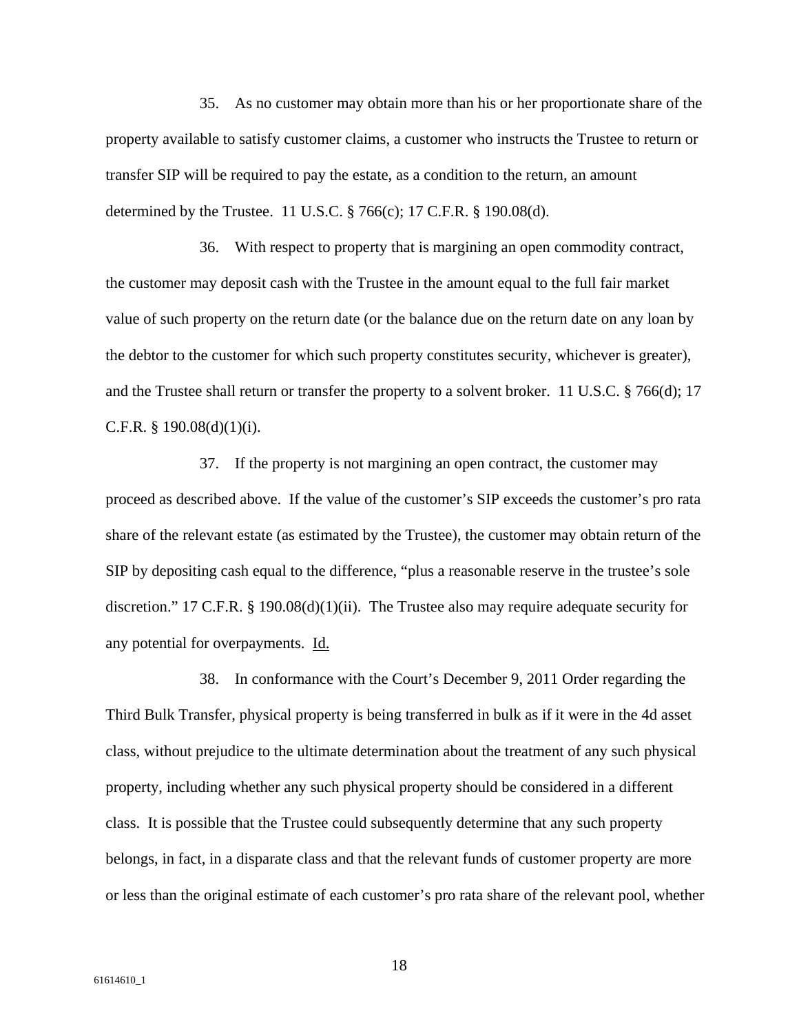35. As no customer may obtain more than his or her proportionate share of the property available to satisfy customer claims, a customer who instructs the Trustee to return or transfer SIP will be required to pay the estate, as a condition to the return, an amount determined by the Trustee. 11 U.S.C. § 766(c); 17 C.F.R. § 190.08(d).

36. With respect to property that is margining an open commodity contract, the customer may deposit cash with the Trustee in the amount equal to the full fair market value of such property on the return date (or the balance due on the return date on any loan by the debtor to the customer for which such property constitutes security, whichever is greater), and the Trustee shall return or transfer the property to a solvent broker. 11 U.S.C. § 766(d); 17 C.F.R. § 190.08(d)(1)(i).

37. If the property is not margining an open contract, the customer may proceed as described above. If the value of the customer's SIP exceeds the customer's pro rata share of the relevant estate (as estimated by the Trustee), the customer may obtain return of the SIP by depositing cash equal to the difference, "plus a reasonable reserve in the trustee's sole discretion." 17 C.F.R. § 190.08(d)(1)(ii). The Trustee also may require adequate security for any potential for overpayments. Id.

38. In conformance with the Court's December 9, 2011 Order regarding the Third Bulk Transfer, physical property is being transferred in bulk as if it were in the 4d asset class, without prejudice to the ultimate determination about the treatment of any such physical property, including whether any such physical property should be considered in a different class. It is possible that the Trustee could subsequently determine that any such property belongs, in fact, in a disparate class and that the relevant funds of customer property are more or less than the original estimate of each customer's pro rata share of the relevant pool, whether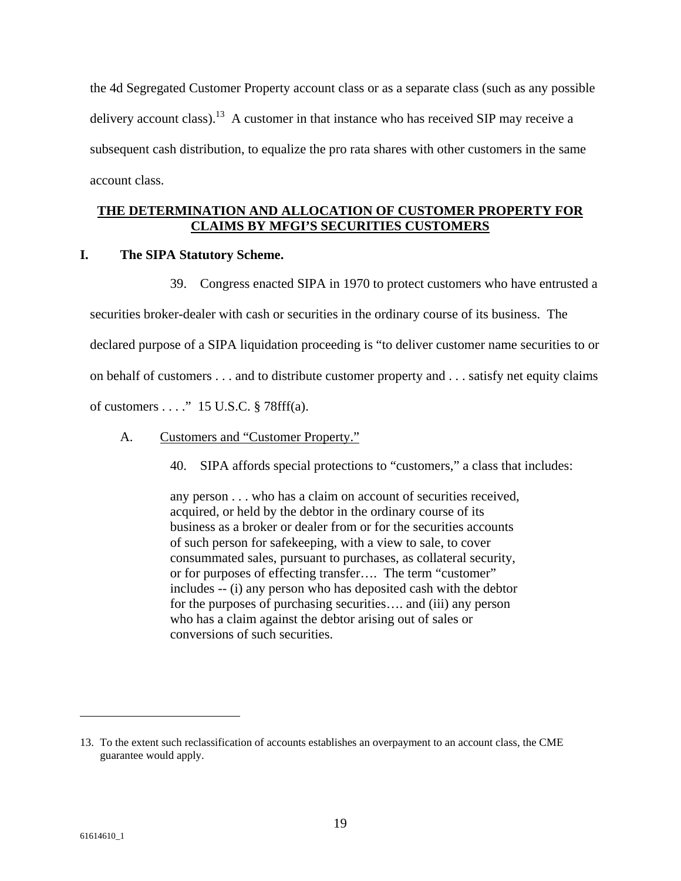the 4d Segregated Customer Property account class or as a separate class (such as any possible delivery account class).[13] A customer in that instance who has received SIP may receive a subsequent cash distribution, to equalize the pro rata shares with other customers in the same account class.

## THE DETERMINATION AND ALLOCATION OF CUSTOMER PROPERTY FOR CLAIMS BY MFGI'S SECURITIES CUSTOMERS

### I. The SIPA Statutory Scheme.

39. Congress enacted SIPA in 1970 to protect customers who have entrusted a securities broker-dealer with cash or securities in the ordinary course of its business. The declared purpose of a SIPA liquidation proceeding is "to deliver customer name securities to or on behalf of customers . . . and to distribute customer property and . . . satisfy net equity claims of customers . . . ." 15 U.S.C. § 78fff(a).

#### A. Customers and "Customer Property."

40. SIPA affords special protections to "customers," a class that includes:

> any person . . . who has a claim on account of securities received, acquired, or held by the debtor in the ordinary course of its business as a broker or dealer from or for the securities accounts of such person for safekeeping, with a view to sale, to cover consummated sales, pursuant to purchases, as collateral security, or for purposes of effecting transfer…. The term "customer" includes -- (i) any person who has deposited cash with the debtor for the purposes of purchasing securities…. and (iii) any person who has a claim against the debtor arising out of sales or conversions of such securities.

---

13. To the extent such reclassification of accounts establishes an overpayment to an account class, the CME guarantee would apply.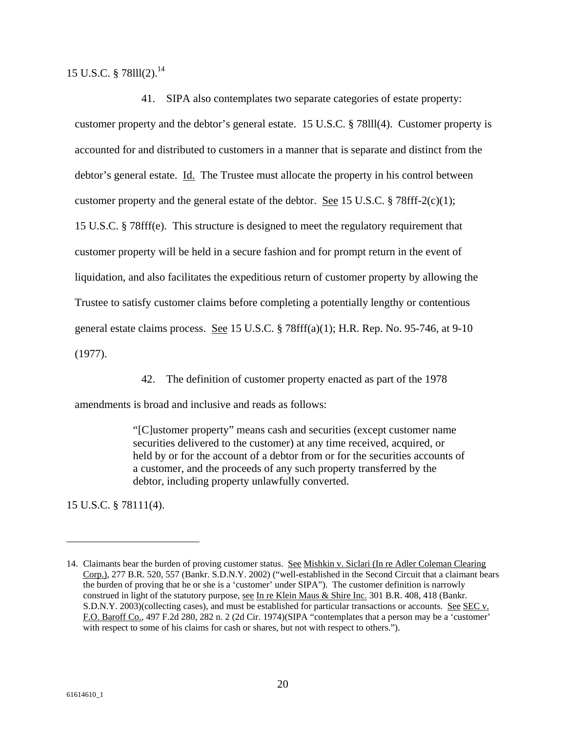15 U.S.C. § 78lll(2).[14]

41. SIPA also contemplates two separate categories of estate property: customer property and the debtor's general estate. 15 U.S.C. § 78lll(4). Customer property is accounted for and distributed to customers in a manner that is separate and distinct from the debtor's general estate. Id. The Trustee must allocate the property in his control between customer property and the general estate of the debtor. See 15 U.S.C. § 78fff-2(c)(1); 15 U.S.C. § 78fff(e). This structure is designed to meet the regulatory requirement that customer property will be held in a secure fashion and for prompt return in the event of liquidation, and also facilitates the expeditious return of customer property by allowing the Trustee to satisfy customer claims before completing a potentially lengthy or contentious general estate claims process. See 15 U.S.C. § 78fff(a)(1); H.R. Rep. No. 95-746, at 9-10 (1977).

42. The definition of customer property enacted as part of the 1978 amendments is broad and inclusive and reads as follows:

> "[C]ustomer property" means cash and securities (except customer name securities delivered to the customer) at any time received, acquired, or held by or for the account of a debtor from or for the securities accounts of a customer, and the proceeds of any such property transferred by the debtor, including property unlawfully converted.

15 U.S.C. § 78111(4).

---

14. Claimants bear the burden of proving customer status. See Mishkin v. Siclari (In re Adler Coleman Clearing Corp.), 277 B.R. 520, 557 (Bankr. S.D.N.Y. 2002) ("well-established in the Second Circuit that a claimant bears the burden of proving that he or she is a 'customer' under SIPA"). The customer definition is narrowly construed in light of the statutory purpose, see In re Klein Maus & Shire Inc. 301 B.R. 408, 418 (Bankr. S.D.N.Y. 2003)(collecting cases), and must be established for particular transactions or accounts. See SEC v. F.O. Baroff Co., 497 F.2d 280, 282 n. 2 (2d Cir. 1974)(SIPA "contemplates that a person may be a 'customer' with respect to some of his claims for cash or shares, but not with respect to others.").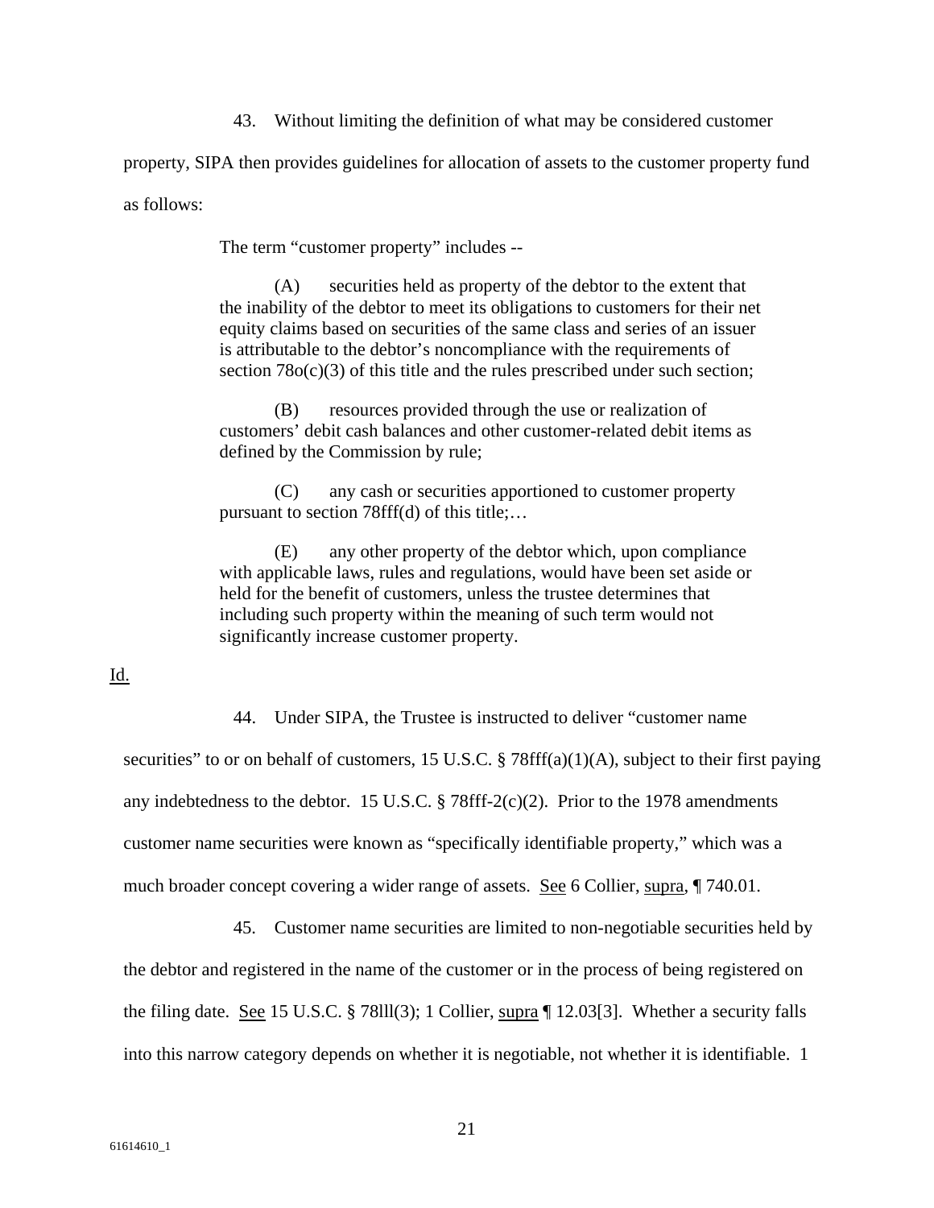43. Without limiting the definition of what may be considered customer property, SIPA then provides guidelines for allocation of assets to the customer property fund as follows:

> The term "customer property" includes --
>
> (A) securities held as property of the debtor to the extent that the inability of the debtor to meet its obligations to customers for their net equity claims based on securities of the same class and series of an issuer is attributable to the debtor's noncompliance with the requirements of section 78o(c)(3) of this title and the rules prescribed under such section;
>
> (B) resources provided through the use or realization of customers' debit cash balances and other customer-related debit items as defined by the Commission by rule;
>
> (C) any cash or securities apportioned to customer property pursuant to section 78fff(d) of this title;…
>
> (E) any other property of the debtor which, upon compliance with applicable laws, rules and regulations, would have been set aside or held for the benefit of customers, unless the trustee determines that including such property within the meaning of such term would not significantly increase customer property.

Id.

44. Under SIPA, the Trustee is instructed to deliver "customer name securities" to or on behalf of customers, 15 U.S.C. § 78fff(a)(1)(A), subject to their first paying any indebtedness to the debtor. 15 U.S.C. § 78fff-2(c)(2). Prior to the 1978 amendments customer name securities were known as "specifically identifiable property," which was a much broader concept covering a wider range of assets. See 6 Collier, supra, ¶ 740.01.

45. Customer name securities are limited to non-negotiable securities held by the debtor and registered in the name of the customer or in the process of being registered on the filing date. See 15 U.S.C. § 78lll(3); 1 Collier, supra ¶ 12.03[3]. Whether a security falls into this narrow category depends on whether it is negotiable, not whether it is identifiable. 1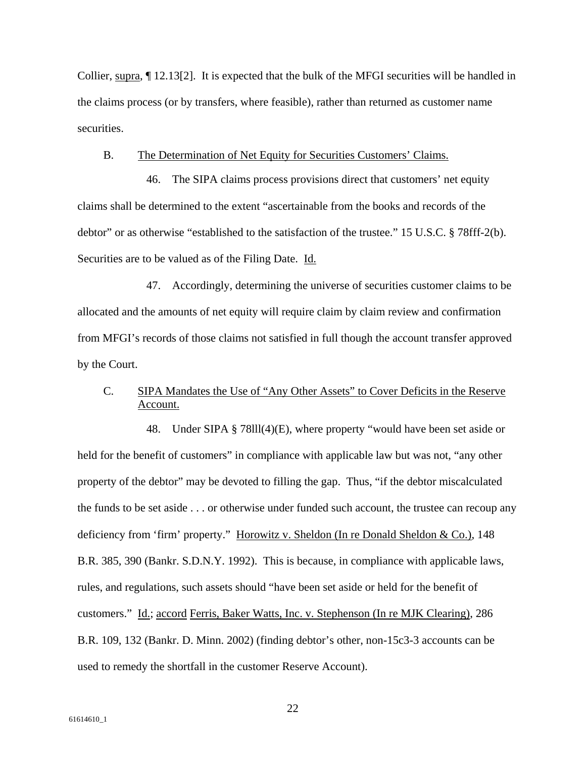Collier, supra, ¶ 12.13[2]. It is expected that the bulk of the MFGI securities will be handled in the claims process (or by transfers, where feasible), rather than returned as customer name securities.

B. The Determination of Net Equity for Securities Customers' Claims.

46. The SIPA claims process provisions direct that customers' net equity claims shall be determined to the extent "ascertainable from the books and records of the debtor" or as otherwise "established to the satisfaction of the trustee." 15 U.S.C. § 78fff-2(b). Securities are to be valued as of the Filing Date. Id.

47. Accordingly, determining the universe of securities customer claims to be allocated and the amounts of net equity will require claim by claim review and confirmation from MFGI's records of those claims not satisfied in full though the account transfer approved by the Court.

C. SIPA Mandates the Use of "Any Other Assets" to Cover Deficits in the Reserve Account.

48. Under SIPA § 78lll(4)(E), where property "would have been set aside or held for the benefit of customers" in compliance with applicable law but was not, "any other property of the debtor" may be devoted to filling the gap. Thus, "if the debtor miscalculated the funds to be set aside . . . or otherwise under funded such account, the trustee can recoup any deficiency from 'firm' property." Horowitz v. Sheldon (In re Donald Sheldon & Co.), 148 B.R. 385, 390 (Bankr. S.D.N.Y. 1992). This is because, in compliance with applicable laws, rules, and regulations, such assets should "have been set aside or held for the benefit of customers." Id.; accord Ferris, Baker Watts, Inc. v. Stephenson (In re MJK Clearing), 286 B.R. 109, 132 (Bankr. D. Minn. 2002) (finding debtor's other, non-15c3-3 accounts can be used to remedy the shortfall in the customer Reserve Account).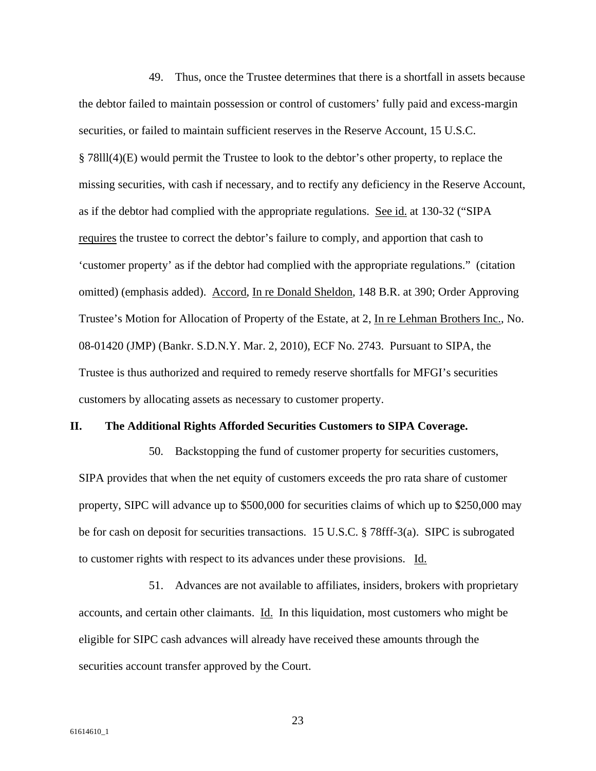49. Thus, once the Trustee determines that there is a shortfall in assets because the debtor failed to maintain possession or control of customers' fully paid and excess-margin securities, or failed to maintain sufficient reserves in the Reserve Account, 15 U.S.C. § 78lll(4)(E) would permit the Trustee to look to the debtor's other property, to replace the missing securities, with cash if necessary, and to rectify any deficiency in the Reserve Account, as if the debtor had complied with the appropriate regulations. See id. at 130-32 ("SIPA requires the trustee to correct the debtor's failure to comply, and apportion that cash to 'customer property' as if the debtor had complied with the appropriate regulations." (citation omitted) (emphasis added). Accord, In re Donald Sheldon, 148 B.R. at 390; Order Approving Trustee's Motion for Allocation of Property of the Estate, at 2, In re Lehman Brothers Inc., No. 08-01420 (JMP) (Bankr. S.D.N.Y. Mar. 2, 2010), ECF No. 2743. Pursuant to SIPA, the Trustee is thus authorized and required to remedy reserve shortfalls for MFGI's securities customers by allocating assets as necessary to customer property.

## II. The Additional Rights Afforded Securities Customers to SIPA Coverage.

50. Backstopping the fund of customer property for securities customers, SIPA provides that when the net equity of customers exceeds the pro rata share of customer property, SIPC will advance up to \$500,000 for securities claims of which up to \$250,000 may be for cash on deposit for securities transactions. 15 U.S.C. § 78fff-3(a). SIPC is subrogated to customer rights with respect to its advances under these provisions. Id.

51. Advances are not available to affiliates, insiders, brokers with proprietary accounts, and certain other claimants. Id. In this liquidation, most customers who might be eligible for SIPC cash advances will already have received these amounts through the securities account transfer approved by the Court.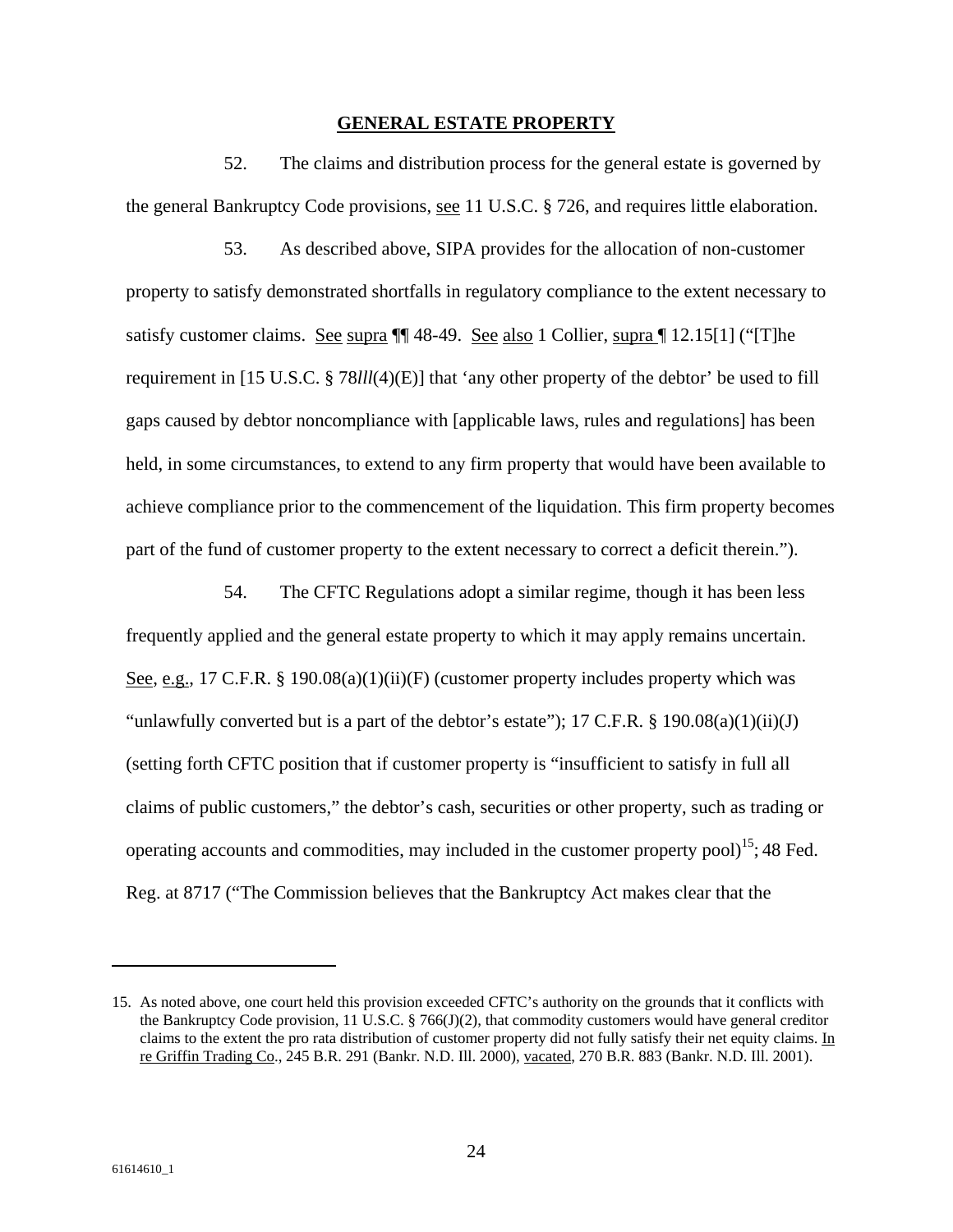## GENERAL ESTATE PROPERTY

52. The claims and distribution process for the general estate is governed by the general Bankruptcy Code provisions, see 11 U.S.C. § 726, and requires little elaboration.

53. As described above, SIPA provides for the allocation of non-customer property to satisfy demonstrated shortfalls in regulatory compliance to the extent necessary to satisfy customer claims. See supra ¶¶ 48-49. See also 1 Collier, supra ¶ 12.15[1] ("[T]he requirement in [15 U.S.C. § 78*lll*(4)(E)] that 'any other property of the debtor' be used to fill gaps caused by debtor noncompliance with [applicable laws, rules and regulations] has been held, in some circumstances, to extend to any firm property that would have been available to achieve compliance prior to the commencement of the liquidation. This firm property becomes part of the fund of customer property to the extent necessary to correct a deficit therein.").

54. The CFTC Regulations adopt a similar regime, though it has been less frequently applied and the general estate property to which it may apply remains uncertain. See, e.g., 17 C.F.R. § 190.08(a)(1)(ii)(F) (customer property includes property which was "unlawfully converted but is a part of the debtor's estate"); 17 C.F.R. § 190.08(a)(1)(ii)(J) (setting forth CFTC position that if customer property is "insufficient to satisfy in full all claims of public customers," the debtor's cash, securities or other property, such as trading or operating accounts and commodities, may included in the customer property pool)[15]; 48 Fed. Reg. at 8717 ("The Commission believes that the Bankruptcy Act makes clear that the

---

15. As noted above, one court held this provision exceeded CFTC's authority on the grounds that it conflicts with the Bankruptcy Code provision, 11 U.S.C. § 766(J)(2), that commodity customers would have general creditor claims to the extent the pro rata distribution of customer property did not fully satisfy their net equity claims. In re Griffin Trading Co., 245 B.R. 291 (Bankr. N.D. Ill. 2000), vacated, 270 B.R. 883 (Bankr. N.D. Ill. 2001).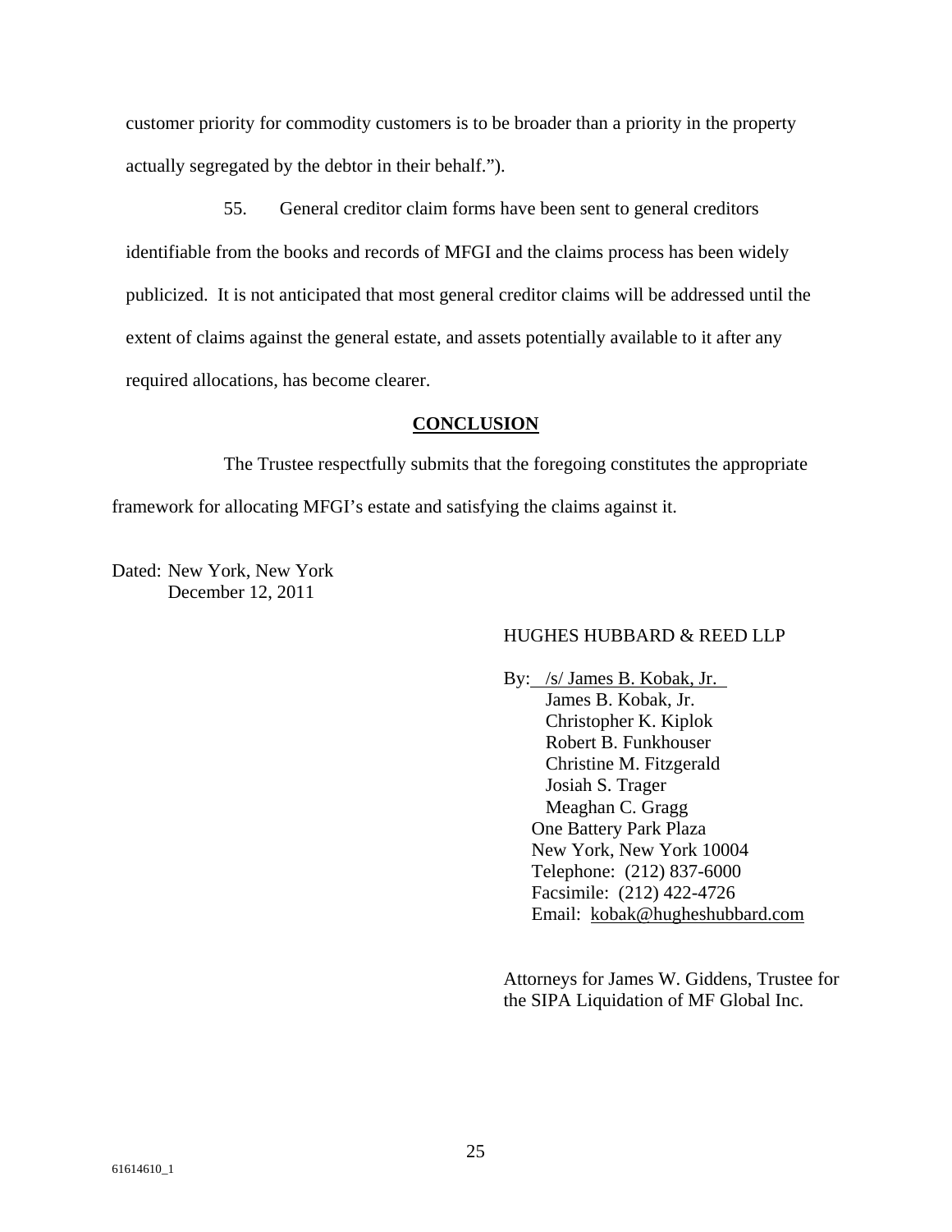customer priority for commodity customers is to be broader than a priority in the property actually segregated by the debtor in their behalf.").

55. General creditor claim forms have been sent to general creditors identifiable from the books and records of MFGI and the claims process has been widely publicized. It is not anticipated that most general creditor claims will be addressed until the extent of claims against the general estate, and assets potentially available to it after any required allocations, has become clearer.

## CONCLUSION

The Trustee respectfully submits that the foregoing constitutes the appropriate framework for allocating MFGI's estate and satisfying the claims against it.

Dated: New York, New York
December 12, 2011

HUGHES HUBBARD & REED LLP

By: /s/ James B. Kobak, Jr.
James B. Kobak, Jr.
Christopher K. Kiplok
Robert B. Funkhouser
Christine M. Fitzgerald
Josiah S. Trager
Meaghan C. Gragg
One Battery Park Plaza
New York, New York 10004
Telephone: (212) 837-6000
Facsimile: (212) 422-4726
Email: kobak@hugheshubbard.com

Attorneys for James W. Giddens, Trustee for the SIPA Liquidation of MF Global Inc.

61614610_1